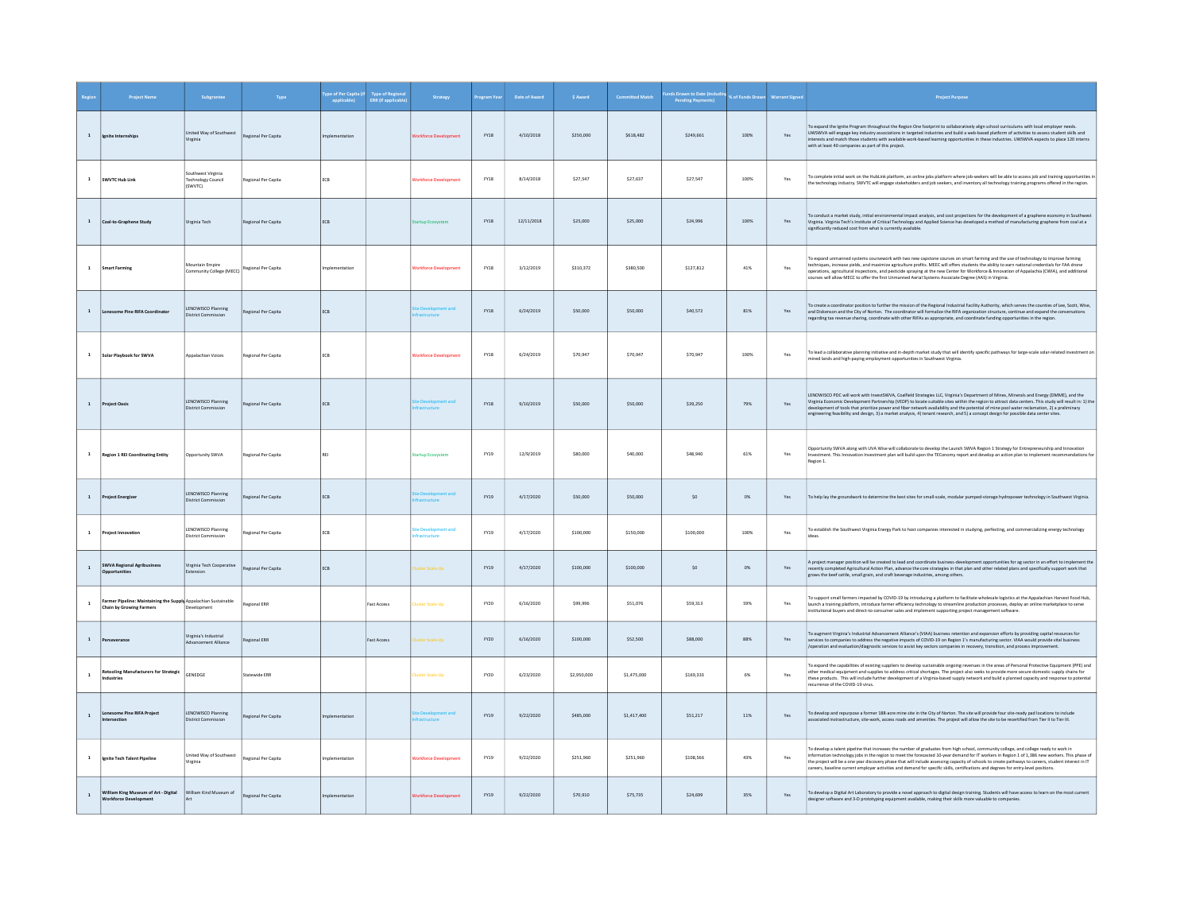| Region | Project Name | Subgrantee | Type | Type of Per Capita (if applicable) | Type of Regional ERR (if applicable) | Strategy | Program Year | Date of Award | $ Award | Committed Match | Funds Drawn to Date (Including Pending Payments) | % of Funds Drawn | Warrant Signed | Project Purpose |
|---|---|---|---|---|---|---|---|---|---|---|---|---|---|---|
| 1 | **Ignite Internships** | United Way of Southwest Virginia | Regional Per Capita | Implementation | | Workforce Development | FY18 | 4/10/2018 | $250,000 | $618,482 | $249,661 | 100% | Yes | To expand the Ignite Program throughout the Region One footprint to collaboratively align school curriculums with local employer needs. UWSWVA will engage key industry associations in targeted industries and build a web-based platform of activities to assess student skills and interests and match those students with available work-based learning opportunities in these industries. UWSWVA expects to place 120 interns with at least 40 companies as part of this project. |
| 1 | **SWVTC Hub Link** | Southwest Virginia Technology Council (SWVTC) | Regional Per Capita | ECB | | Workforce Development | FY18 | 8/14/2018 | $27,547 | $27,637 | $27,547 | 100% | Yes | To complete initial work on the HubLink platform, an online jobs platform where job-seekers will be able to access job and training opportunities in the technology industry. SWVTC will engage stakeholders and job seekers, and inventory all technology training programs offered in the region. |
| 1 | **Coal-to-Graphene Study** | Virginia Tech | Regional Per Capita | ECB | | Startup Ecosystem | FY18 | 12/11/2018 | $25,000 | $25,000 | $24,996 | 100% | Yes | To conduct a market study, initial environmental impact analysis, and cost projections for the development of a graphene economy in Southwest Virginia. Virginia Tech's Institute of Critical Technology and Applied Science has developed a method of manufacturing graphene from coal at a significantly reduced cost from what is currently available. |
| 1 | **Smart Farming** | Mountain Empire Community College (MECC) | Regional Per Capita | Implementation | | Workforce Development | FY18 | 3/12/2019 | $310,372 | $380,500 | $127,812 | 41% | Yes | To expand unmanned systems coursework with two new capstone courses on smart farming and the use of technology to improve farming techniques, increase yields, and maximize agriculture profits. MECC will offers students the ability to earn national credentials for FAA drone operations, agricultural inspections, and pesticide spraying at the new Center for Workforce & Innovation of Appalachia (CWIA), and additional courses will allow MECC to offer the first Unmanned Aerial Systems Associate Degree (AAS) in Virginia. |
| 1 | **Lonesome Pine RIFA Coordinator** | LENOWISCO Planning District Commission | Regional Per Capita | ECB | | Site Development and Infrastructure | FY18 | 6/24/2019 | $50,000 | $50,000 | $40,572 | 81% | Yes | To create a coordinator position to further the mission of the Regional Industrial Facility Authority, which serves the counties of Lee, Scott, Wise, and Dickenson and the City of Norton. The coordinator will formalize the RIFA organization structure, continue and expand the conversations regarding tax revenue sharing, coordinate with other RIFAs as appropriate, and coordinate funding opportunities in the region. |
| 1 | **Solar Playbook for SWVA** | Appalachian Voices | Regional Per Capita | ECB | | Workforce Development | FY18 | 6/24/2019 | $70,947 | $70,947 | $70,947 | 100% | Yes | To lead a collaborative planning initiative and in-depth market study that will identify specific pathways for large-scale solar-related investment on mined lands and high-paying employment opportunities in Southwest Virginia. |
| 1 | **Project Oasis** | LENOWISCO Planning District Commission | Regional Per Capita | ECB | | Site Development and Infrastructure | FY18 | 9/10/2019 | $50,000 | $50,000 | $39,250 | 79% | Yes | LENOWISCO PDC will work with InvestSWVA, Coalfield Strategies LLC, Virginia's Department of Mines, Minerals and Energy (DMME), and the Virginia Economic Development Partnership (VEDP) to locate suitable sites within the region to attract data centers. This study will result in: 1) the development of tools that prioritize power and fiber network availability and the potential of mine pool water reclamation, 2) a preliminary engineering feasibility and design, 3) a market analysis, 4) tenant research, and 5) a concept design for possible data center sites. |
| 1 | **Region 1 REI Coordinating Entity** | Opportunity SWVA | Regional Per Capita | REI | | Startup Ecosystem | FY19 | 12/9/2019 | $80,000 | $40,000 | $48,940 | 61% | Yes | Opportunity SWVA along with UVA Wise will collaborate to develop the Launch SWVA Region 1 Strategy for Entrepreneurship and Innovation Investment. This Innovation Investment plan will build upon the TEConomy report and develop an action plan to implement recommendations for Region 1. |
| 1 | **Project Energizer** | LENOWISCO Planning District Commission | Regional Per Capita | ECB | | Site Development and Infrastructure | FY19 | 4/17/2020 | $50,000 | $50,000 | $0 | 0% | Yes | To help lay the groundwork to determine the best sites for small-scale, modular pumped-storage hydropower technology in Southwest Virginia. |
| 1 | **Project Innovation** | LENOWISCO Planning District Commission | Regional Per Capita | ECB | | Site Development and Infrastructure | FY19 | 4/17/2020 | $100,000 | $150,000 | $100,000 | 100% | Yes | To establish the Southwest Virginia Energy Park to host companies interested in studying, perfecting, and commercializing energy technology ideas. |
| 1 | **SWVA Regional Agribusiness Opportunities** | Virginia Tech Cooperative Extension | Regional Per Capita | ECB | | Cluster Scale-Up | FY19 | 4/17/2020 | $100,000 | $100,000 | $0 | 0% | Yes | A project manager position will be created to lead and coordinate business-development opportunities for ag sector in an effort to implement the recently completed Agricultural Action Plan, advance the core strategies in that plan and other related plans and specifically support work that grows the beef cattle, small grain, and craft beverage industries, among others. |
| 1 | **Farmer Pipeline: Maintaining the Supply Chain by Growing Farmers** | Appalachian Sustainable Development | Regional ERR | | Fast Access | Cluster Scale-Up | FY20 | 6/16/2020 | $99,996 | $51,076 | $59,313 | 59% | Yes | To support small farmers impacted by COVID-19 by introducing a platform to facilitate wholesale logistics at the Appalachian Harvest Food Hub, launch a training platform, introduce farmer efficiency technology to streamline production processes, deploy an online marketplace to serve institutional buyers and direct-to-consumer sales and implement supporting project management software. |
| 1 | **Perseverance** | Virginia's Industrial Advancement Alliance | Regional ERR | | Fast Access | Cluster Scale-Up | FY20 | 6/16/2020 | $100,000 | $52,500 | $88,000 | 88% | Yes | To augment Virginia's Industrial Advancement Alliance's (VIAA) business retention and expansion efforts by providing capital resources for services to companies to address the negative impacts of COVID-19 on Region 1's manufacturing sector. VIAA would provide vital business /operation and evaluation/diagnostic services to assist key sectors companies in recovery, transition, and process improvement. |
| 1 | **Retooling Manufacturers for Strategic Industries** | GENEDGE | Statewide ERR | | | Cluster Scale-Up | FY20 | 6/23/2020 | $2,950,000 | $1,475,000 | $169,333 | 6% | Yes | To expand the capabilities of existing suppliers to develop sustainable ongoing revenues in the areas of Personal Protective Equipment (PPE) and other medical equipment and supplies to address critical shortages. The project also seeks to provide more secure domestic supply chains for these products. This will include further development of a Virginia-based supply network and build a planned capacity and response to potential recurrence of the COVID-19 virus. |
| 1 | **Lonesome Pine RIFA Project Intersection** | LENOWISCO Planning District Commission | Regional Per Capita | Implementation | | Site Development and Infrastructure | FY19 | 9/22/2020 | $485,000 | $1,417,400 | $51,217 | 11% | Yes | To develop and repurpose a former 188-acre mine site in the City of Norton. The site will provide four site-ready pad locations to include associated instrastructure, site-work, access roads and amenities. The project will allow the site to be recertified from Tier II to Tier III. |
| 1 | **Ignite Tech Talent Pipeline** | United Way of Southwest Virginia | Regional Per Capita | Implementation | | Workforce Development | FY19 | 9/22/2020 | $251,960 | $251,960 | $108,566 | 43% | Yes | To develop a talent pipeline that increases the number of graduates from high school, community college, and college ready to work in information technology jobs in the region to meet the forecasted 10-year demand for IT workers in Region 1 of 1,186 new workers. This phase of the project will be a one year discovery phase that will include assessing capacity of schools to create pathways to careers, student interest in IT careers, baseline current employer activities and demand for specific skills, certifications and degrees for entry-level positions. |
| 1 | **William King Museum of Art - Digital Workforce Development** | William Kind Museum of Art | Regional Per Capita | Implementation | | Workforce Development | FY19 | 9/22/2020 | $70,910 | $75,735 | $24,699 | 35% | Yes | To develop a Digital Art Laboratory to provide a novel approach to digital design training. Students will have access to learn on the most current designer software and 3-D prototyping equipment available, making their skills more valuable to companies. |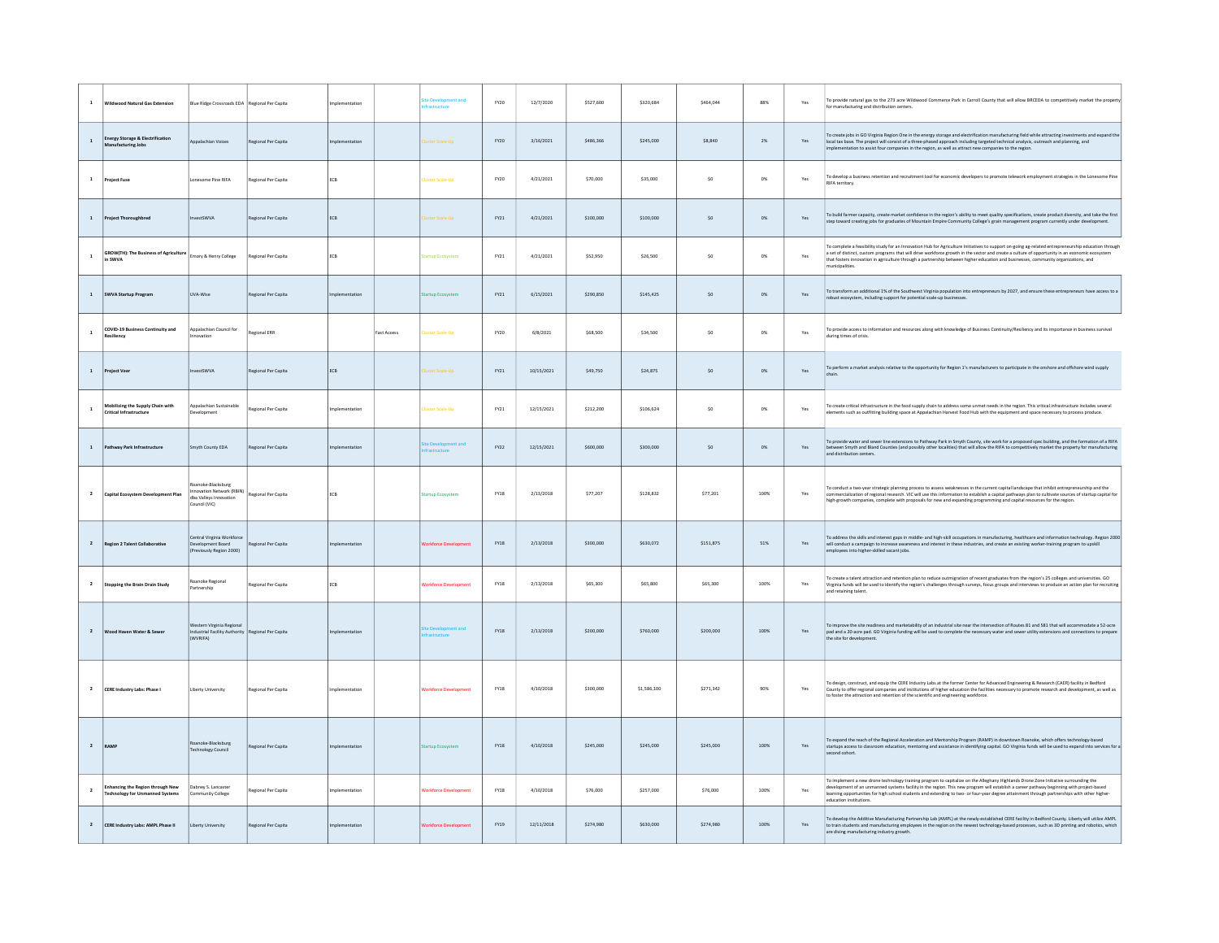| | | | | | | | | | | | | | | |
|---|---|---|---|---|---|---|---|---|---|---|---|---|---|---|
| 1 | Wildwood Natural Gas Extension | Blue Ridge Crossroads EDA | Regional Per Capita | Implementation | | Site Development and Infrastructure | FY20 | 12/7/2020 | $527,600 | $320,684 | $464,044 | 88% | Yes | To provide natural gas to the 273 acre Wildwood Commerce Park in Carroll County that will allow BRCEDA to competitively market the property for manufacturing and distribution centers. |
| 1 | Energy Storage & Electrification Manufacturing Jobs | Appalachian Voices | Regional Per Capita | Implementation | | Cluster Scale-Up | FY20 | 3/16/2021 | $486,366 | $245,000 | $8,840 | 2% | Yes | To create jobs in GO Virginia Region One in the energy storage and electrification manufacturing field while attracting investments and expand the local tax base. The project will consist of a three-phased approach including targeted technical analysis, outreach and planning, and implementation to assist four companies in the region, as well as attract new companies to the region. |
| 1 | Project Fuse | Lonesome Pine RIFA | Regional Per Capita | ECB | | Cluster Scale-Up | FY20 | 4/21/2021 | $70,000 | $35,000 | $0 | 0% | Yes | To develop a business retention and recruitment tool for economic developers to promote telework employment strategies in the Lonesome Pine RIFA territory. |
| 1 | Project Thoroughbred | InvestSWVA | Regional Per Capita | ECB | | Cluster Scale-Up | FY21 | 4/21/2021 | $100,000 | $100,000 | $0 | 0% | Yes | To build farmer capacity, create market confidence in the region's ability to meet quality specifications, create product diversity, and take the first step toward creating jobs for graduates of Mountain Empire Community College's grain management program currently under development. |
| 1 | GROW(TH): The Business of Agriculture in SWVA | Emory & Henry College | Regional Per Capita | ECB | | Startup Ecosystem | FY21 | 4/21/2021 | $52,950 | $26,500 | $0 | 0% | Yes | To complete a feasibility study for an Innovation Hub for Agriculture Initiatives to support on-going ag-related entrepreneurship education through a set of distinct, custom programs that will drive workforce growth in the sector and create a culture of opportunity in an economic ecosystem that fosters innovation in agriculture through a partnership between higher education and businesses, community organizations, and municipalities. |
| 1 | SWVA Startup Program | UVA-Wise | Regional Per Capita | Implementation | | Startup Ecosystem | FY21 | 6/15/2021 | $290,850 | $145,425 | $0 | 0% | Yes | To transform an additional 1% of the Southwest Virginia population into entrepreneurs by 2027, and ensure these entrepreneurs have access to a robust ecosystem, including support for potential scale-up businesses. |
| 1 | COVID-19 Business Continuity and Resiliency | Appalachian Council for Innovation | Regional ERR | | Fast Access | Cluster Scale-Up | FY20 | 6/8/2021 | $68,500 | $34,500 | $0 | 0% | Yes | To provide access to information and resources along with knowledge of Business Continuity/Resiliency and its importance in business survival during times of crisis. |
| 1 | Project Veer | InvestSWVA | Regional Per Capita | ECB | | Cluster Scale-Up | FY21 | 10/15/2021 | $49,750 | $24,875 | $0 | 0% | Yes | To perform a market analysis relative to the opportunity for Region 1's manufacturers to participate in the onshore and offshore wind supply chain. |
| 1 | Mobilizing the Supply Chain with Critical Infrastructure | Appalachian Sustainable Development | Regional Per Capita | Implementation | | Cluster Scale-Up | FY21 | 12/15/2021 | $212,200 | $106,624 | $0 | 0% | Yes | To create critical infrastructure in the food supply chain to address some unmet needs in the region. This critical infrastructure includes several elements such as outfitting building space at Appalachian Harvest Food Hub with the equipment and space necessary to process produce. |
| 1 | Pathway Park Infrastructure | Smyth County EDA | Regional Per Capita | Implementation | | Site Development and Infrastructure | FY22 | 12/15/2021 | $600,000 | $300,000 | $0 | 0% | Yes | To provide water and sewer line extensions to Pathway Park in Smyth County, site work for a proposed spec building, and the formation of a RIFA between Smyth and Bland Counties (and possibly other localities) that will allow the RIFA to competitively market the property for manufacturing and distribution centers. |
| 2 | Capital Ecosystem Development Plan | Roanoke-Blacksburg Innovation Network (RBIN) dba Valleys Innovation Council (VIC) | Regional Per Capita | ECB | | Startup Ecosystem | FY18 | 2/13/2018 | $77,207 | $128,832 | $77,201 | 100% | Yes | To conduct a two-year strategic planning process to assess weaknesses in the current capital landscape that inhibit entrepreneurship and the commercialization of regional research. VIC will use this information to establish a capital pathways plan to cultivate sources of startup capital for high-growth companies, complete with proposals for new and expanding programming and capital resources for the region. |
| 2 | Region 2 Talent Collaborative | Central Virginia Workforce Development Board (Previously Region 2000) | Regional Per Capita | Implementation | | Workforce Development | FY18 | 2/13/2018 | $300,000 | $630,072 | $151,875 | 51% | Yes | To address the skills and interest gaps in middle- and high-skill occupations in manufacturing, healthcare and information technology. Region 2000 will conduct a campaign to increase awareness and interest in these industries, and create an existing worker-training program to upskill employees into higher-skilled vacant jobs. |
| 2 | Stopping the Brain Drain Study | Roanoke Regional Partnership | Regional Per Capita | ECB | | Workforce Development | FY18 | 2/13/2018 | $65,300 | $65,800 | $65,300 | 100% | Yes | To create a talent attraction and retention plan to reduce outmigration of recent graduates from the region's 25 colleges and universities. GO Virginia funds will be used to identify the region's challenges through surveys, focus groups and interviews to produce an action plan for recruiting and retaining talent. |
| 2 | Wood Haven Water & Sewer | Western Virginia Regional Industrial Facility Authority (WVRIFA) | Regional Per Capita | Implementation | | Site Development and Infrastructure | FY18 | 2/13/2018 | $200,000 | $760,000 | $200,000 | 100% | Yes | To improve the site readiness and marketability of an industrial site near the intersection of Routes 81 and 581 that will accommodate a 52-acre pad and a 20-acre pad. GO Virginia funding will be used to complete the necessary water and sewer utility extensions and connections to prepare the site for development. |
| 2 | CERE Industry Labs: Phase I | Liberty University | Regional Per Capita | Implementation | | Workforce Development | FY18 | 4/10/2018 | $300,000 | $1,586,100 | $271,342 | 90% | Yes | To design, construct, and equip the CERE Industry Labs at the former Center for Advanced Engineering & Research (CAER) facility in Bedford County to offer regional companies and institutions of higher education the facilities necessary to promote research and development, as well as to foster the attraction and retention of the scientific and engineering workforce. |
| 2 | RAMP | Roanoke-Blacksburg Technology Council | Regional Per Capita | Implementation | | Startup Ecosystem | FY18 | 4/10/2018 | $245,000 | $245,000 | $245,000 | 100% | Yes | To expand the reach of the Regional Acceleration and Mentorship Program (RAMP) in downtown Roanoke, which offers technology-based startups access to classroom education, mentoring and assistance in identifying capital. GO Virginia funds will be used to expand into services for a second cohort. |
| 2 | Enhancing the Region through New Technology for Unmanned Systems | Dabney S. Lancaster Community College | Regional Per Capita | Implementation | | Workforce Development | FY18 | 4/10/2018 | $76,000 | $257,000 | $76,000 | 100% | Yes | To implement a new drone technology training program to capitalize on the Alleghany Highlands Drone Zone Initiative surrounding the development of an unmanned systems facility in the region. This new program will establish a career pathway beginning with project-based learning opportunities for high school students and extending to two- or four-year degree attainment through partnerships with other higher-education institutions. |
| 2 | CERE Industry Labs: AMPL Phase II | Liberty University | Regional Per Capita | Implementation | | Workforce Development | FY19 | 12/11/2018 | $274,980 | $630,000 | $274,980 | 100% | Yes | To develop the Additive Manufacturing Partnership Lab (AMPL) at the newly-established CERE facility in Bedford County. Liberty will utilize AMPL to train students and manufacturing employees in the region on the newest technology-based processes, such as 3D printing and robotics, which are diving manufacturing industry growth. |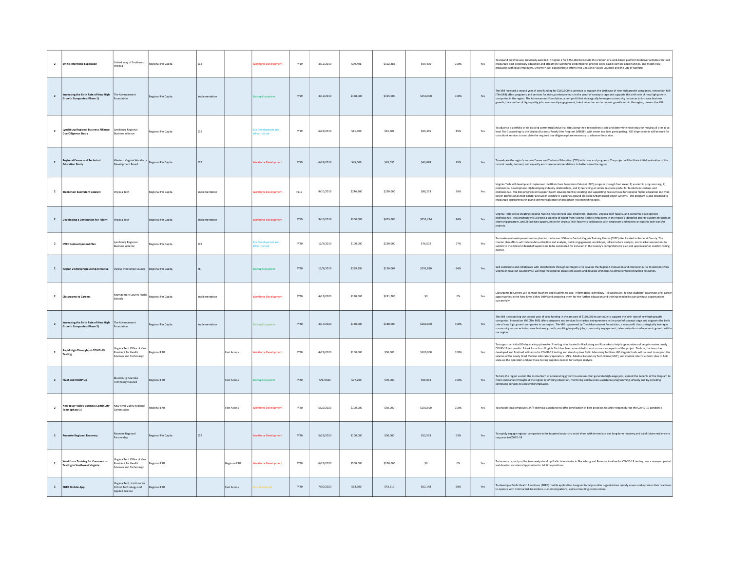| | | | | | | | | | | | | | | |
|---|---|---|---|---|---|---|---|---|---|---|---|---|---|---|
| 2 | **Ignite Internship Expansion** | United Way of Southwest Virginia | Regional Per Capita | ECB | | Workforce Development | FY19 | 3/12/2019 | $99,406 | $102,886 | $99,406 | 100% | Yes | To expand on what was previously awarded in Region 1 for $250,000 to include the creation of a web-based platform to deliver activities that will encourage post-secondary education and streamline workforce credentialing, provide work-based learning opportunities, and match new graduates with local employers. UWSWVA will expand these efforts into Giles and Pulaski Counties and the City of Radford. |
| 2 | **Increasing the Birth Rate of New High Growth Companies (Phase 1)** | The Advancement Foundation | Regional Per Capita | Implementation | | Startup Ecosystem | FY19 | 3/12/2019 | $150,000 | $315,000 | $150,000 | 100% | Yes | The Mill received a second year of seed funding for $180,000 to continue to support the birth rate of new high growth companies. Innovation Mill (The Mill) offers programs and services for startup entrepreneurs in the proof of concept stage and supports the birth rate of new high growth companies in the region. The Advancement Foundation, a non-profit that strategically leverages community resources to increase business growth, the creation of high-quality jobs, community engagement, talent retention and economic growth within the region, powers the Mill. |
| 2 | **Lynchburg Regional Business Alliance Due Diligence Study** | Lynchburg Regional Business Alliance | Regional Per Capita | ECB | | Site Development and Infrastructure | FY19 | 6/24/2019 | $81,300 | $81,301 | $69,345 | 85% | Yes | To advance a portfolio of six existing commercial/industrial sites along the site readiness scale and determine next steps for moving all sites to at least Tier 3 according to the Virginia Business Ready Sites Program (VBRSP), with seven localities participating. GO Virginia funds will be used for consultant services to complete the required due diligence phase necessary to advance these sites. |
| 2 | **Regional Career and Technical Education Study** | Western Virginia Workforce Development Board | Regional Per Capita | ECB | | Workforce Development | FY19 | 6/24/2019 | $45,000 | $45,535 | $42,698 | 95% | Yes | To evaluate the region's current Career and Technical Education (CTE) initiatives and programs. The project will facilitate initial evaluation of the current needs, demand, and capacity and make recommendations to better serve the region. |
| 2 | **Blockchain Ecosystem Catalyst** | Virginia Tech | Regional Per Capita | Implementation | | Workforce Development | FY19 | 9/10/2019 | $246,800 | $250,000 | $88,253 | 36% | Yes | Virginia Tech will develop and implement the Blockchain Ecosystem Catalyst (BEC) program through four areas: 1) academic programming, 2) professional development, 3) developing industry relationships, and 4) launching an online resource portal for blockchain startups and professionals. The BEC program will support talent development by creating and supporting new curricula for regional higher education and mid-career professionals that bolster and widen existing IT pipelines around blockchain/distributed ledger systems. The program is also designed to encourage entrepreneurship and commercialization of blockchain-related technologies. |
| 2 | **Developing a Destination for Talent** | Virginia Tech | Regional Per Capita | Implementation | | Workforce Development | FY19 | 9/10/2019 | $300,000 | $473,000 | $251,224 | 84% | Yes | Virginia Tech will be creating regional hubs to help connect local employers, students, Virginia Tech faculty, and economic development professionals. This program will 1) create a pipeline of talent from Virginia Tech to employers in the region's identified priority clusters through an internship program, and 2) facilitate opportunities for Virginia Tech faculty to collaborate with employers and interns on specific tech transfer projects. |
| 2 | **CVTC Redevelopment Plan** | Lynchburg Regional Business Alliance | Regional Per Capita | ECB | | Site Development and Infrastructure | FY20 | 12/9/2019 | $100,000 | $250,000 | $76,502 | 77% | Yes | To create a redevelopment master plan for the former 350-acre Central Virginia Training Center (CVTC) site, located in Amherst County. The master plan efforts will include data collection and analysis, public engagement, workshops, infrastructure analysis, and market assessment to submit to the Amherst Board of Supervisors to be considered for inclusion in the County's comprehensive plan and approval of an overlay-zoning district. |
| 2 | **Region 2 Entrepreneurship Initiative** | Valleys Innovation Council | Regional Per Capita | REI | | Startup Ecosystem | FY20 | 12/9/2019 | $299,995 | $150,004 | $191,830 | 64% | Yes | Will coordinate and collaborate with stakeholders throughout Region 2 to develop the Region 2 Innovation and Entrepreneurial Investment Plan. Virginia Innovation Council (VIC) will map the regional ecosystem assets and develop strategies to attract entrepreneurship resources. |
| 2 | **Classrooms to Careers** | Montgomery County Public Schools | Regional Per Capita | Implementation | | Workforce Development | FY20 | 4/17/2020 | $180,000 | $231,700 | $0 | 0% | Yes | Classrooms to Careers will connect teachers and students to local Information Technology (IT) businesses, raising students' awareness of IT career opportunities in the New River Valley (NRV) and preparing them for the further education and training needed to pursue those opportunities successfully. |
| 2 | **Increasing the Birth Rate of New High Growth Companies (Phase 2)** | The Advancement Foundation | Regional Per Capita | Implementation | | Startup Ecosystem | FY20 | 4/17/2020 | $180,000 | $180,000 | $180,000 | 100% | Yes | The Mill is requesting our second year of seed funding in the amount of $180,000 to continue to support the birth rate of new high growth companies. Innovation Mill (The Mill) offers programs and services for startup entrepreneurs in the proof of concept stage and supports the birth rate of new high growth companies in our region. The Mill is powered by The Advancement Foundation, a non-profit that strategically leverages community resources to increase business growth, resulting in quality jobs, community engagement, talent retention and economic growth within our region. |
| 2 | **Rapid High-Throughput COVID-19 Testing** | Virginia Tech Office of Vice President for Health Sciences and Technology | Regional ERR | | Fast Access | Workforce Development | FY20 | 4/21/2020 | $100,000 | $50,000 | $100,000 | 100% | Yes | To support an initial 90-day start-up phase for 2 testing sites located in Blacksburg and Roanoke to help large numbers of people receive timely COVID-19 test results. A task force from Virginia Tech has been assembled to work on various aspects of the project. To date, the team has developed and finalized validation for COVID-19 testing and stood up two Fralin laboratory facilities. GO Virginia funds will be used to support the salaries of the newly hired Medical Laboratory Specialists (MLS), Medical Laboratory Technicians (MLT), and student interns at both sites to help scale-up the operation and purchase testing supplies needed for sample analysis. |
| 2 | **Pivot and RAMP Up** | Blacksburg Roanoke Technology Council | Regional ERR | | Fast Access | Startup Ecosystem | FY20 | 5/6/2020 | $97,200 | $49,000 | $96,933 | 100% | Yes | To help the region sustain the momentum of accelerating growth businesses that generate high-wage jobs, extend the benefits of the Program to more companies throughout the region by offering education, mentoring and business assistance programming virtually and by providing continuing services to accelerator graduates. |
| 2 | **New River Valley Business Continuity Team (phase 1)** | New River Valley Regional Commission | Regional ERR | | Fast Access | Workforce Development | FY20 | 5/22/2020 | $100,000 | $50,000 | $100,000 | 100% | Yes | To provide local employers 24/7 technical assistance to offer certification of best practices to safely reopen during the COVID-19 pandemic. |
| 2 | **Roanoke Regional Recovery** | Roanoke Regional Partnership | Regional Per Capita | ECB | | Workforce Development | FY20 | 5/22/2020 | $100,000 | $50,000 | $52,533 | 53% | Yes | To rapidly engage regional companies in the targeted sectors to assist them with immediate and long-term recovery and build future resilience in response to COVID-19. |
| 2 | **Workforce Training for Coronavirus Testing in Southwest Virginia** | Virginia Tech Office of Vice President for Health Sciences and Technology | Regional ERR | | Regional ERR | Workforce Development | FY20 | 6/23/2020 | $500,000 | $250,000 | $0 | 0% | Yes | To increase capacity at the two newly stood up Fralin laboratories in Blacksburg and Roanoke to allow for COVID-19 testing over a one-year period and develop an internship pipeline for full time positions. |
| 2 | **PHRE Mobile App** | Virginia Tech, Institute for Critical Technology and Applied Science | Regional ERR | | Fast Access | Cluster Scale-Up | FY20 | 7/30/2020 | $63,500 | $42,610 | $62,148 | 98% | Yes | To develop a Public Health Readiness (PHRE) mobile application designed to help smaller organizations quickly assess and optimize their readiness to operate with minimal risk to workers, customers/patrons, and surrounding communities. |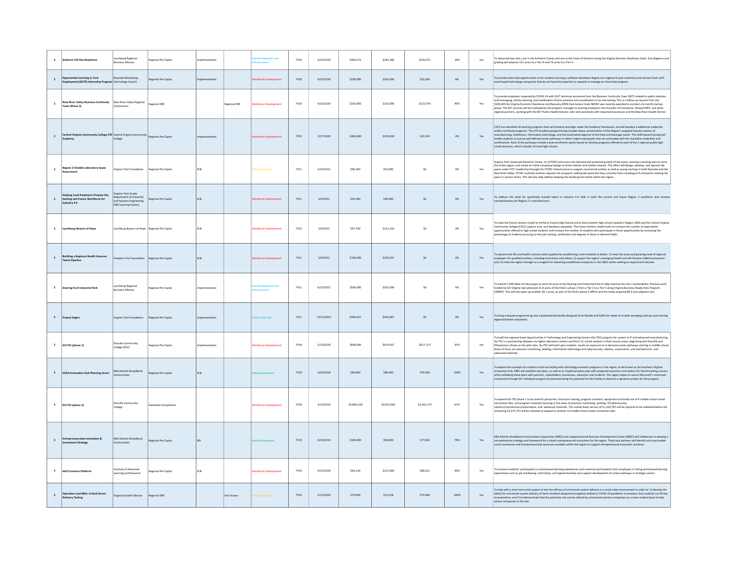| | | | | | | | | | | | | | | |
|---|---|---|---|---|---|---|---|---|---|---|---|---|---|---|
| 2 | **Amherst LYH Site Readiness** | Lynchburg Regional Business Alliance | Regional Per Capita | Implementation | | Site Development and Infrastructure | FY20 | 9/22/2020 | $366,572 | $183,286 | $105,971 | 29% | Yes | To advanced two sites; one in the Amherst County and one in the Town of Amherst along the Virginia Business Readiness Scale. Due diligence and grading will advance 151 acres to a Tier IV and 76 acres to a Tier V. |
| 2 | **Experiential Learning in Tech Employment (ELITE) Internship Program** | Roanoke-Blacksburg Technology Council | Regional Per Capita | Implementation | | Workforce Development | FY20 | 9/22/2020 | $290,000 | $145,000 | $23,196 | 8% | Yes | To provide internship opportunities to for students earning a software developer degree at a regional 4-year university and connect them with small-based technology companies that do not have the expertise or capacity to manage an internship program. |
| 2 | **New River Valley Business Continuity Team (Phase 2)** | New River Valley Regional Commission | Regional ERR | | Regional ERR | Workforce Development | FY20 | 9/22/2020 | $250,000 | $125,000 | $122,976 | 49% | Yes | To provide employers impacted by COVID-19 with 24/7 technical assistance from the Business Continuity Team (BCT) related to public relations and messaging, facility cleaning, and certification of best practices and coordination of on-site testing. This is a follow up request from the $100,000 Go Virginia Economic Resilience and Recovery (ERR) Fast-Access funds NRVRC was recently awarded to conduct a 6-month startup-phase. The BCT services will be marketed by the program manager to existing employers the Chamber of Commerce, Onward NRV, and other regional partners, working with the BCT Public Health Director, who will coordinate with impacted businesses and the New River Health District. |
| 2 | **Central Virginia Community College CTE Academy** | Central Virginia Community College | Regional Per Capita | Implementation | | Workforce Development | FY20 | 12/7/2020 | $266,000 | $134,000 | $10,143 | 4% | Yes | CVCC has identified 26 existing programs that will enhance and align under the Academy framework, and will develop 4 additional credential and/or certificate programs. The CTE Academy programming includes heavy concentration of the Region's targeted industry sectors of manufacturing, healthcare, information technology, and the automated segment of the food and beverage sector. The skills-based training will enable students to pursue well defined career pathways to obtain higher paying jobs that are achievable with the stackable credentials and certifications. Each of the pathways include a dual enrollment option based on existing programs offered to each of the 5 regional public high school divisions, which includes 10 total high schools. |
| 2 | **Region 2 Flexible Laboratory Space Assessment** | Virginia Tech Foundation | Regional Per Capita | ECB | | Cluster Scale-Up | FY21 | 2/23/2021 | $99,360 | $55,000 | $0 | 0% | Yes | Virginia Tech Corporate Research Center, Inc (VTCRC) will assess the demand and projected growth of lab space, creating a working plan to serve the entire region, and create an initial conceptual design to drive investor and market interest. This effort will design, develop, and operate lab space under VTF's leadership through the VTCRC infrastructure to support commercial entities as well as young startups in both Roanoke and the New River Valley. VTCRC routinely receives requests for prospects seeking lab space but they currently have a backlog of 9 companies seeking lab space in various forms. This will also help address keeping the locally grown talent within the region. |
| 2 | **Helping Local Employers Prepare the Existing and Future Workforce for Industry 4.0** | Virginia Tech Grado Department of Industrial and Systems Engineering (ISE) Learning Factory | Regional Per Capita | ECB | | Workforce Development | FY21 | 5/4/2021 | $45,360 | $30,000 | $0 | 0% | Yes | To address the need for specifically trained talent in Industry 4.0 skills in both the current and future Region 2 workforce and increase competitiveness for Region 2's manufacturers. |
| 2 | **Lynchburg Beacon of Hope** | Lynchburg Beacon of Hope | Regional Per Capita | ECB | | Workforce Development | FY22 | 5/4/2021 | $97,740 | $131,250 | $0 | 0% | Yes | To scale the Future Centers model to Amherst County High School and at least another high school located in Region 2000 and the Central Virginia Community College (CVCC) capture area, and develop a playbook. The Future Centers model looks to increase the number of experiential opportunities offered to high school students and increase the number of students who participate in those opportunities by increasing the percentage of students pursuing on-the-job training, certificates and degrees in those in-demand fields. |
| 2 | **Building a Regional Health Sciences Talent Pipeline** | Freedom First Foundation | Regional Per Capita | ECB | | Workforce Development | FY21 | 5/4/2021 | $100,000 | $106,355 | $0 | 0% | Yes | To advance the life and health sciences talent pipeline by establishing a new initiative to better: 1) meet the acute and growing need of regional employers for qualified workers, including technicians and others; 2) support the region's emerging Health and Life Sciences (H&LS) ecosystem and; 3) make the region stronger as a magnet for attracting established companies in the H&LS sector seeking to expand and relocate. |
| 2 | **Dearing Ford Industrial Park** | Lynchburg Regional Business Alliance | Regional Per Capita | Implementation | | Site Development and Infrastructure | FY21 | 6/15/2021 | $506,000 | $253,000 | $0 | 0% | Yes | To extend 7,000 feeet of natural gas to serve 50 acres at the Dearing Ford Industrial Park to help improve the site's marketability. Previous work funded by GO Virginia had advanced 21.8 acres of the Parks's phase 1 from a Tier 3 to a Tier 5 along Virginia Business Ready Sites Program (VBSRP). This will also open up another 28.1 acres, as part of the Park's phase 2 effort and the newly acquired 89.9 acre adjacent site. |
| 2 | **Project Eagle+** | Virginia Tech Foundation | Regional Per Capita | Implementation | | Cluster Scale-Up | FY21 | 12/15/2021 | $599,437 | $503,687 | $0 | 0% | Yes | To bring marquee programming into a dedicated lab facility designed to be flexible and fulfill the needs of smaller emerging startups and existing regional biotech companies. |
| 3 | **GO-TEC (phase 1)** | Danville Community College (DCC) | Regional Per Capita | Implementation | | Workforce Development | FY18 | 2/13/2018 | $648,000 | $674,437 | $617,173 | 95% | Yes | To build the regional Great Opportunities in Technology and Engineering Careers (Go-TEC) program for careers in IT and advanced manufacturing. Go-TEC is a partnership between six higher-education centers and the K-12 school systems in their service areas, beginning with Danville and Pittsylvania schools as the pilot sites. Go-TEC will build give students hands-on exposure to in-demand career pathways starting in middle school. Areas of focus are precision machining, welding, information technology and cybersecurity, robotics, automation, and mechatronics, and advanced materials. |
| 3 | **SOVA Innovation Hub Planning Grant** | Mid-Atlantic Broadband Communities | Regional Per Capita | ECB | | Startup Ecosystem | FY18 | 10/9/2018 | $80,000 | $80,000 | $79,920 | 100% | Yes | To explore the concept of a modern multi-use facility with technology outreach programs in the region, to be known as the Southern Virginia Innovation Hub. MBC will establish site plans, as well as an implementation plan with projected outcomes and metrics for benchmarking success, while validating these plans with partners, stakeholders, businesses, educators and students. The region hopes to secure Microsoft's continued investment through the TechSpark program by demonstrating the potential for this facility to become a signature project for the program. |
| 3 | **GO-TEC (phase 2)** | Danville Community College | Statewide Competitive | | | Workforce Development | FY18 | 3/12/2019 | $4,896,528 | $4,915,962 | $3,262,175 | 67% | Yes | To expand GO-TEC phase 1 to be used for personnel, instructor training, program outreach, equipment and build-out of 4 middle-school career connection labs, and program materials focusing in the areas of precision machining, welding, IT/cybersecurity, robotics/mechatronics/automation, and advanced materials. This scaled down version of $1,320,787 will be required to be validated before the remaining $3,575,741 will be released to expand to another 10 middle-school career connection labs. |
| 3 | **Entrepreneurship Innovation & Investment Strategy** | Mid-Atlantic Broadband Communities | Regional Per Capita | REI | | Startup Ecosystem | FY19 | 9/10/2019 | $100,000 | $50,000 | $77,662 | 78% | Yes | Mid-Atlantic Broadband Communities Corporation (MBC) and Longwood Small Business Development Center (SBDC) will collaborate to develop a comprehensive strategy and framework for a robust entrepreneurial ecosystem for the region. These two partners will identify and map traded-sector businesses and entrepreneurship resources available within the region to support entrepreneurial ecosystem activities. |
| 3 | **IALR Common Platform** | Institute of Advanced Learning and Research | Regional Per Capita | ECB | | Workforce Development | FY19 | 4/15/2020 | $90,140 | $121,960 | $88,915 | 99% | Yes | To increase students' participation in work-based learning experiences and maximize participation from employers in listing work-based learning experiences such as job shadowing, internships, and apprenticeships and support development of career pathways in strategic sectors |
| 3 | **Operation Last-Mile: Critical Drone Delivery Testing** | Virginia Growth Alliance | Regional ERR | | Fast Access | Cluster Scale-Up | FY20 | 4/15/2020 | $75,000 | $75,218 | $75,000 | 100% | Yes | To help with a short-term pilot project to test the efficacy of unmanned system delivery in a small urban environment in order to: 1) develop the ability for unmanned system delivery of items (medical equipment/supplies) related to COVID-19 pandemic to locations that could be cut off due to quarantine, and 2) to demonstrate that the particular site can be utilized by unmanned systems companies on a more routine basis to help attract companies to the site. |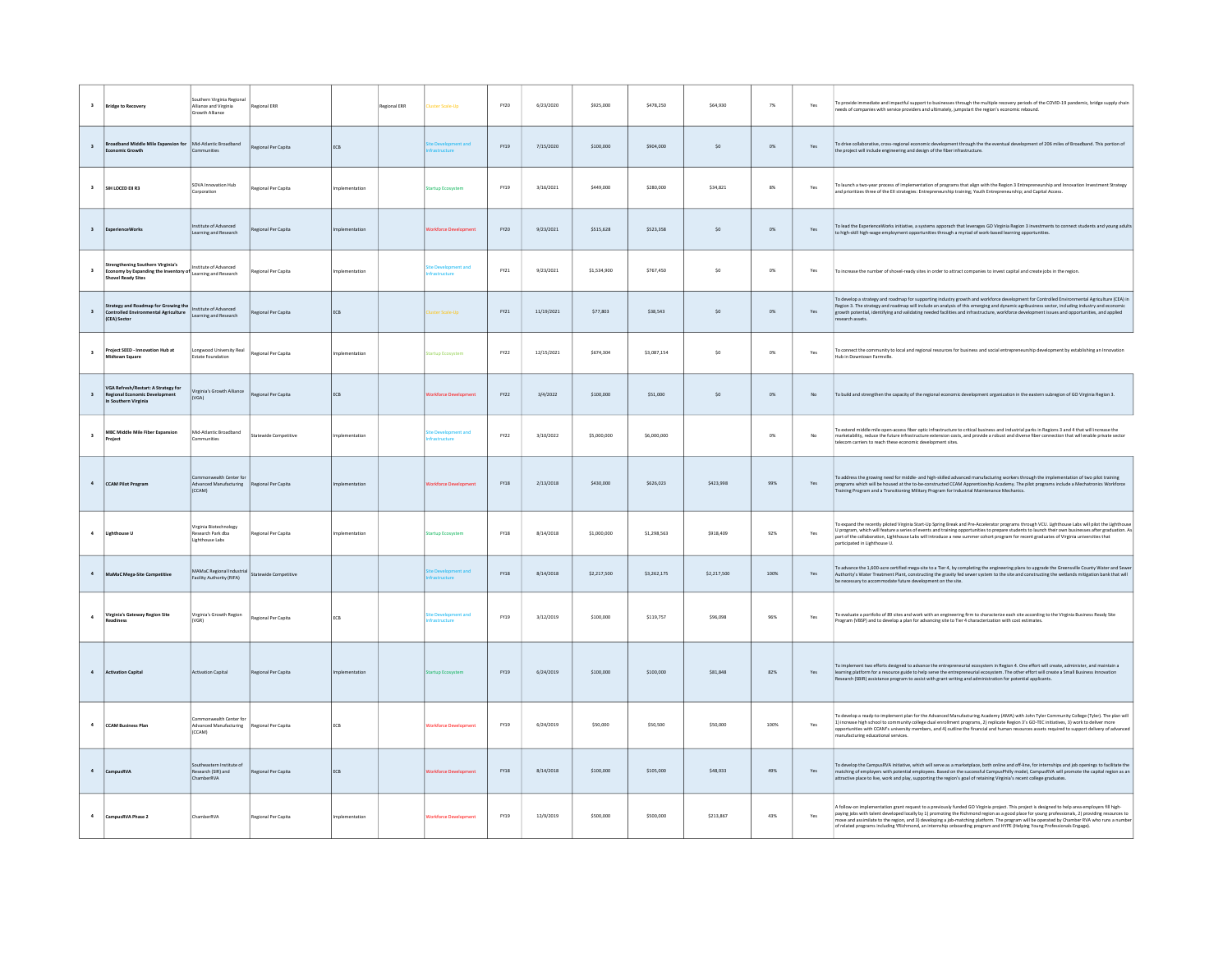| 3 | Bridge to Recovery | Southern Virginia Regional Alliance and Virginia Growth Alliance | Regional ERR | | Regional ERR | Cluster Scale-Up | FY20 | 6/23/2020 | $925,000 | $478,250 | $64,930 | 7% | Yes | To provide immediate and impactful support to businesses through the multiple recovery periods of the COVID-19 pandemic, bridge supply chain needs of companies with service providers and ultimately, jumpstart the region's economic rebound. |
|---|---|---|---|---|---|---|---|---|---|---|---|---|---|---|
| 3 | Broadband Middle Mile Expansion for Economic Growth | Mid-Atlantic Broadband Communities | Regional Per Capita | ECB | | Site Development and Infrastructure | FY19 | 7/15/2020 | $100,000 | $904,000 | $0 | 0% | Yes | To drive collaborative, cross-regional economic development through the the eventual development of 206 miles of Broadband. This portion of the project will include engineering and design of the fiber infrastructure. |
| 3 | SIH LOCED EII R3 | SOVA Innovation Hub Corporation | Regional Per Capita | Implementation | | Startup Ecosystem | FY19 | 3/16/2021 | $449,000 | $280,000 | $34,821 | 8% | Yes | To launch a two-year process of implementation of programs that align with the Region 3 Entrepreneurship and Innovation Investment Strategy and prioritizes three of the EII strategies: Entrepreneurship training; Youth Entrepreneurship; and Capital Access. |
| 3 | ExperienceWorks | Institute of Advanced Learning and Research | Regional Per Capita | Implementation | | Workforce Development | FY20 | 9/23/2021 | $515,628 | $523,358 | $0 | 0% | Yes | To lead the ExperienceWorks initiative, a systems approach that leverages GO Virginia Region 3 investments to connect students and young adults to high-skill high-wage employment opportunities through a myriad of work-based learning opportunities. |
| 3 | Strengthening Southern Virginia's Economy by Expanding the Inventory of Shovel Ready Sites | Institute of Advanced Learning and Research | Regional Per Capita | Implementation | | Site Development and Infrastructure | FY21 | 9/23/2021 | $1,534,900 | $767,450 | $0 | 0% | Yes | To increase the number of shovel-ready sites in order to attract companies to invest capital and create jobs in the region. |
| 3 | Strategy and Roadmap for Growing the Controlled Environmental Agriculture (CEA) Sector | Institute of Advanced Learning and Research | Regional Per Capita | ECB | | Cluster Scale-Up | FY21 | 11/19/2021 | $77,803 | $38,543 | $0 | 0% | Yes | To develop a strategy and roadmap for supporting industry growth and workforce development for Controlled Environmental Agriculture (CEA) in Region 3. The strategy and roadmap will include an analysis of this emerging and dynamic agribusiness sector, including industry and economic growth potential, identifying and validating needed facilities and infrastructure, workforce development issues and opportunities, and applied research assets. |
| 3 | Project SEED - Innovation Hub at Midtown Square | Longwood University Real Estate Foundation | Regional Per Capita | Implementation | | Startup Ecosystem | FY22 | 12/15/2021 | $674,304 | $3,087,154 | $0 | 0% | Yes | To connect the community to local and regional resources for business and social entrepreneurship development by establishing an Innovation Hub in Downtown Farmville. |
| 3 | VGA Refresh/Restart: A Strategy for Regional Economic Development in Southern Virginia | Virginia's Growth Alliance (VGA) | Regional Per Capita | ECB | | Workforce Development | FY22 | 3/4/2022 | $100,000 | $51,000 | $0 | 0% | No | To build and strengthen the capacity of the regional economic development organization in the eastern subregion of GO Virginia Region 3. |
| 3 | MBC Middle Mile Fiber Expansion Project | Mid-Atlantic Broadband Communities | Statewide Competitive | Implementation | | Site Development and Infrastructure | FY22 | 3/10/2022 | $5,000,000 | $6,000,000 | | 0% | No | To extend middle-mile open-access fiber optic infrastructure to critical business and industrial parks in Regions 3 and 4 that will increase the marketability, reduce the future infrastructure extension costs, and provide a robust and diverse fiber connection that will enable private sector telecom carriers to reach these economic development sites. |
| 4 | CCAM Pilot Program | Commonwealth Center for Advanced Manufacturing (CCAM) | Regional Per Capita | Implementation | | Workforce Development | FY18 | 2/13/2018 | $430,000 | $626,023 | $423,998 | 99% | Yes | To address the growing need for middle- and high-skilled advanced manufacturing workers through the implementation of two pilot training programs which will be housed at the to-be-constructed CCAM Apprenticeship Academy. The pilot programs include a Mechatronics Workforce Training Program and a Transitioning Military Program for Industrial Maintenance Mechanics. |
| 4 | Lighthouse U | Virginia Biotechnology Research Park dba Lighthouse Labs | Regional Per Capita | Implementation | | Startup Ecosystem | FY18 | 8/14/2018 | $1,000,000 | $1,298,563 | $918,409 | 92% | Yes | To expand the recently piloted Virginia Start-Up Spring Break and Pre-Accelerator programs through VCU. Lighthouse Labs will pilot the Lighthouse U program, which will feature a series of events and training opportunities to prepare students to launch their own businesses after graduation. As part of the collaboration, Lighthouse Labs will introduce a new summer cohort program for recent graduates of Virginia universities that participated in Lighthouse U. |
| 4 | MaMaC Mega-Site Competitive | MAMaC Regional Industrial Facility Authority (RIFA) | Statewide Competitive | | | Site Development and Infrastructure | FY18 | 8/14/2018 | $2,217,500 | $3,262,175 | $2,217,500 | 100% | Yes | To advance the 1,600-acre certified mega-site to a Tier 4, by completing the engineering plans to upgrade the Greensville County Water and Sewer Authority's Water Treatment Plant, constructing the gravity fed sewer system to the site and constructing the wetlands mitigation bank that will be necessary to accommodate future development on the site. |
| 4 | Virginia's Gateway Region Site Readiness | Virginia's Growth Region (VGR) | Regional Per Capita | ECB | | Site Development and Infrastructure | FY19 | 3/12/2019 | $100,000 | $119,757 | $96,098 | 96% | Yes | To evaluate a portfolio of 89 sites and work with an engineering firm to characterize each site according to the Virginia Business Ready Site Program (VBRSP) and to develop a plan for advancing site to Tier 4 characterization with cost estimates. |
| 4 | Activation Capital | Activation Capital | Regional Per Capita | Implementation | | Startup Ecosystem | FY19 | 6/24/2019 | $100,000 | $100,000 | $81,848 | 82% | Yes | To implement two efforts designed to advance the entrepreneurial ecosystem in Region 4. One effort will create, administer, and maintain a learning platform for a resource guide to help serve the entrepreneurial ecosystem. The other effort will create a Small Business Innovation Research (SBIR) assistance program to assist with grant writing and administration for potential applicants. |
| 4 | CCAM Business Plan | Commonwealth Center for Advanced Manufacturing (CCAM) | Regional Per Capita | ECB | | Workforce Development | FY19 | 6/24/2019 | $50,000 | $50,500 | $50,000 | 100% | Yes | To develop a ready-to-implement plan for the Advanced Manufacturing Academy (AMA) with John Tyler Community College (Tyler). The plan will 1) increase high school to community college dual enrollment programs, 2) replicate Region 3's GO-TEC initiatives, 3) work to deliver more opportunities with CCAM's university members, and 4) outline the financial and human resources assets required to support delivery of advanced manufacturing educational services. |
| 4 | CampusRVA | Southwestern Institute of Research (SIR) and ChamberRVA | Regional Per Capita | ECB | | Workforce Development | FY18 | 8/14/2018 | $100,000 | $105,000 | $48,933 | 49% | Yes | To develop the CampusRVA initiative, which will serve as a marketplace, both online and off-line, for internships and job openings to facilitate the matching of employers with potential employees. Based on the successful CampusPhilly model, CampusRVA will promote the capital region as an attractive place to live, work and play, supporting the region's goal of retaining Virginia's recent college graduates. |
| 4 | CampusRVA Phase 2 | ChamberRVA | Regional Per Capita | Implementation | | Workforce Development | FY19 | 12/9/2019 | $500,000 | $500,000 | $213,867 | 43% | Yes | A follow-on implementation grant request to a previously funded GO Virginia project. This project is designed to help area employers fill high-paying jobs with talent developed locally by 1) promoting the Richmond region as a good place for young professionals, 2) providing resources to move and assimilate to the region, and 3) developing a job-matching platform. The program will be operated by Chamber RVA who runs a number of related programs including YRichmond, an internship onboarding program and HYPE (Helping Young Professionals Engage). |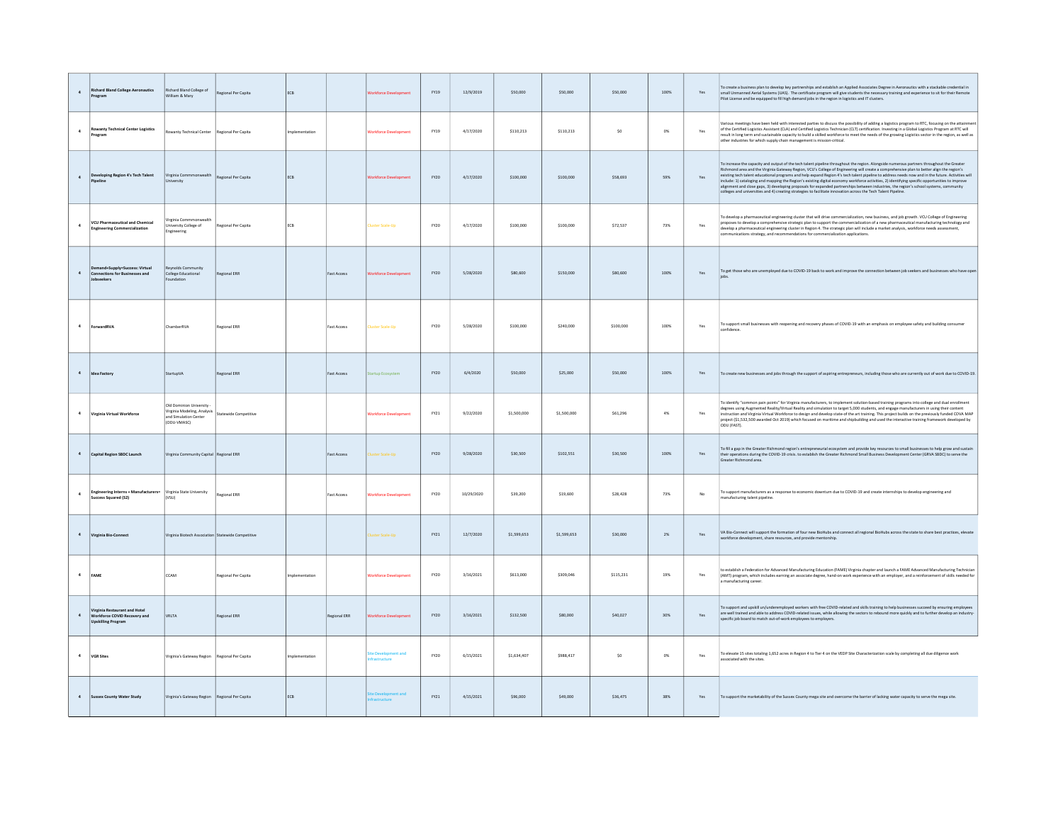| | | | | | | | | | | | | | | |
|---|---|---|---|---|---|---|---|---|---|---|---|---|---|---|
| 4 | **Richard Bland College Aeronautics Program** | Richard Bland College of William & Mary | Regional Per Capita | ECB | | Workforce Development | FY19 | 12/9/2019 | $50,000 | $50,000 | $50,000 | 100% | Yes | To create a business plan to develop key partnerships and establish an Applied Associates Degree in Aeronautics with a stackable credential in small Unmanned Aerial Systems (UAS). The certificate program will give students the necessary training and experience to sit for their Remote Pilot License and be equipped to fill high demand jobs in the region in logistics and IT clusters. |
| 4 | **Rowanty Technical Center Logistics Program** | Rowanty Technical Center | Regional Per Capita | Implementation | | Workforce Development | FY19 | 4/17/2020 | $110,213 | $110,213 | $0 | 0% | Yes | Various meetings have been held with interested parties to discuss the possibility of adding a logistics program to RTC, focusing on the attainment of the Certified Logistics Assistant (CLA) and Certified Logistics Technician (CLT) certification. Investing in a Global Logistics Program at RTC will result in long term and sustainable capacity to build a skilled workforce to meet the needs of the growing Logistics sector in the region, as well as other industries for which supply chain management is mission-critical. |
| 4 | **Developing Region 4's Tech Talent Pipeline** | Virginia Commmonwealth University | Regional Per Capita | ECB | | Workforce Development | FY20 | 4/17/2020 | $100,000 | $100,000 | $58,693 | 59% | Yes | To increase the capacity and output of the tech talent pipeline throughout the region. Alongside numerous partners throughout the Greater Richmond area and the Virginia Gateway Region, VCU's College of Engineering will create a comprehensive plan to better align the region's existing tech talent educational programs and help expand Region 4's tech talent pipeline to address needs now and in the future. Activities will include: 1) cataloging and mapping the Region's existing digital economy workforce activities, 2) identifying specific opportunities to improve alignment and close gaps, 3) developing proposals for expanded partnerships between industries, the region's school systems, community colleges and universities and 4) creating strategies to facilitate innovation across the Tech Talent Pipeline. |
| 4 | **VCU Pharmaceutical and Chemical Engineering Commercialization** | Virginia Commmonwealth University College of Engineering | Regional Per Capita | ECB | | Cluster Scale-Up | FY20 | 4/17/2020 | $100,000 | $100,000 | $72,537 | 73% | Yes | To develop a pharmaceutical engineering cluster that will drive commercialization, new business, and job growth. VCU College of Engineering proposes to develop a comprehensive strategic plan to support the commercialization of a new pharmaceutical manufacturing technology and develop a pharmaceutical engineering cluster in Region 4. The strategic plan will include a market analysis, workforce needs assessment, communications strategy, and recommendations for commercialization applications. |
| 4 | **Demand+Supply=Success: Virtual Connections for Businesses and Jobseekers** | Reynolds Community College Educational Foundation | Regional ERR | | Fast Access | Workforce Development | FY20 | 5/28/2020 | $80,600 | $150,000 | $80,600 | 100% | Yes | To get those who are unemployed due to COVID-19 back to work and improve the connection between job seekers and businesses who have open jobs. |
| 4 | **ForwardRVA** | ChamberRVA | Regional ERR | | Fast Access | Cluster Scale-Up | FY20 | 5/28/2020 | $100,000 | $240,000 | $100,000 | 100% | Yes | To support small businesses with reopening and recovery phases of COVID-19 with an emphasis on employee safety and building consumer confidence. |
| 4 | **Idea Factory** | StartupVA | Regional ERR | | Fast Access | Startup Ecosystem | FY20 | 6/4/2020 | $50,000 | $25,000 | $50,000 | 100% | Yes | To create new businesses and jobs through the support of aspiring entrepreneurs, including those who are currently out of work due to COVID-19. |
| 4 | **Virginia Virtual Workforce** | Old Dominion University - Virginia Modeling, Analysis and Simulation Center (ODU-VMASC) | Statewide Competitive | | | Workforce Development | FY21 | 9/22/2020 | $1,500,000 | $1,500,000 | $61,296 | 4% | Yes | To identify "common pain points" for Virginia manufacturers, to implement solution-based training programs into college and dual enrollment degrees using Augmented Reality/Virtual Reality and simulation to target 5,000 students, and engage manufacturers in using their content instruction and Virginia Virtual Workforce to design and develop state-of the art training. This project builds on the previously funded COVA MAP project ($1,512,500 awarded Oct 2019) which focused on maritime and shipbuilding and used the interactive training framework developed by ODU (FAST). |
| 4 | **Capital Region SBDC Launch** | Virginia Community Capital | Regional ERR | | Fast Access | Cluster Scale-Up | FY20 | 9/28/2020 | $30,500 | $102,551 | $30,500 | 100% | Yes | To fill a gap in the Greater Richmond region's entrepreneurial ecosystem and provide key resources to small businesses to help grow and sustain their operations during the COVID-19 crisis. to establish the Greater Richmond Small Business Development Center (GRVA SBDC) to serve the Greater Richmond area. |
| 4 | **Engineering Interns + Manufacturers= Success Squared (S2)** | Virginia State University (VSU) | Regional ERR | | Fast Access | Workforce Development | FY20 | 10/29/2020 | $39,200 | $19,600 | $28,428 | 73% | No | To support manufacturers as a response to economic downturn due to COVID-19 and create internships to develop engineering and manufacturing talent pipeline. |
| 4 | **Virginia Bio-Connect** | Virginia Biotech Association | Statewide Competitive | | | Cluster Scale-Up | FY21 | 12/7/2020 | $1,599,653 | $1,599,653 | $30,000 | 2% | Yes | VA Bio-Connect will support the formation of four new BioHubs and connect all regional BioHubs across the state to share best practices, elevate workforce development, share resources, and provide mentorship. |
| 4 | **FAME** | CCAM | Regional Per Capita | Implementation | | Workforce Development | FY20 | 3/16/2021 | $613,000 | $309,046 | $115,231 | 19% | Yes | to establish a Federation for Advanced Manufacturing Education (FAME) Virginia chapter and launch a FAME Advanced Manufacturing Technician (AMT) program, which includes earning an associate degree, hand-on work experience with an employer, and a reinforcement of skills needed for a manufacturing career. |
| 4 | **Virginia Restaurant and Hotel Workforce COVID Recovery and Upskilling Program** | VRLTA | Regional ERR | | Regional ERR | Workforce Development | FY20 | 3/16/2021 | $132,500 | $80,000 | $40,027 | 30% | Yes | To support and upskill un/underemployed workers with free COVID-related and skills training to help businesses succeed by ensuring employees are well trained and able to address COVID-related issues, while allowing the sectors to rebound more quickly and to further develop an industry-specific job board to match out-of-work employees to employers. |
| 4 | **VGR Sites** | Virginia's Gateway Region | Regional Per Capita | Implementation | | Site Development and Infrastructure | FY20 | 6/15/2021 | $1,634,407 | $988,417 | $0 | 0% | Yes | To elevate 15 sites totaling 1,652 acres in Region 4 to Tier 4 on the VEDP Site Characterization scale by completing all due diligence work associated with the sites. |
| 4 | **Sussex County Water Study** | Virginia's Gateway Region | Regional Per Capita | ECB | | Site Development and Infrastructure | FY21 | 4/15/2021 | $96,000 | $49,000 | $36,475 | 38% | Yes | To support the marketability of the Sussex County mega site and overcome the barrier of lacking water capacity to serve the mega site. |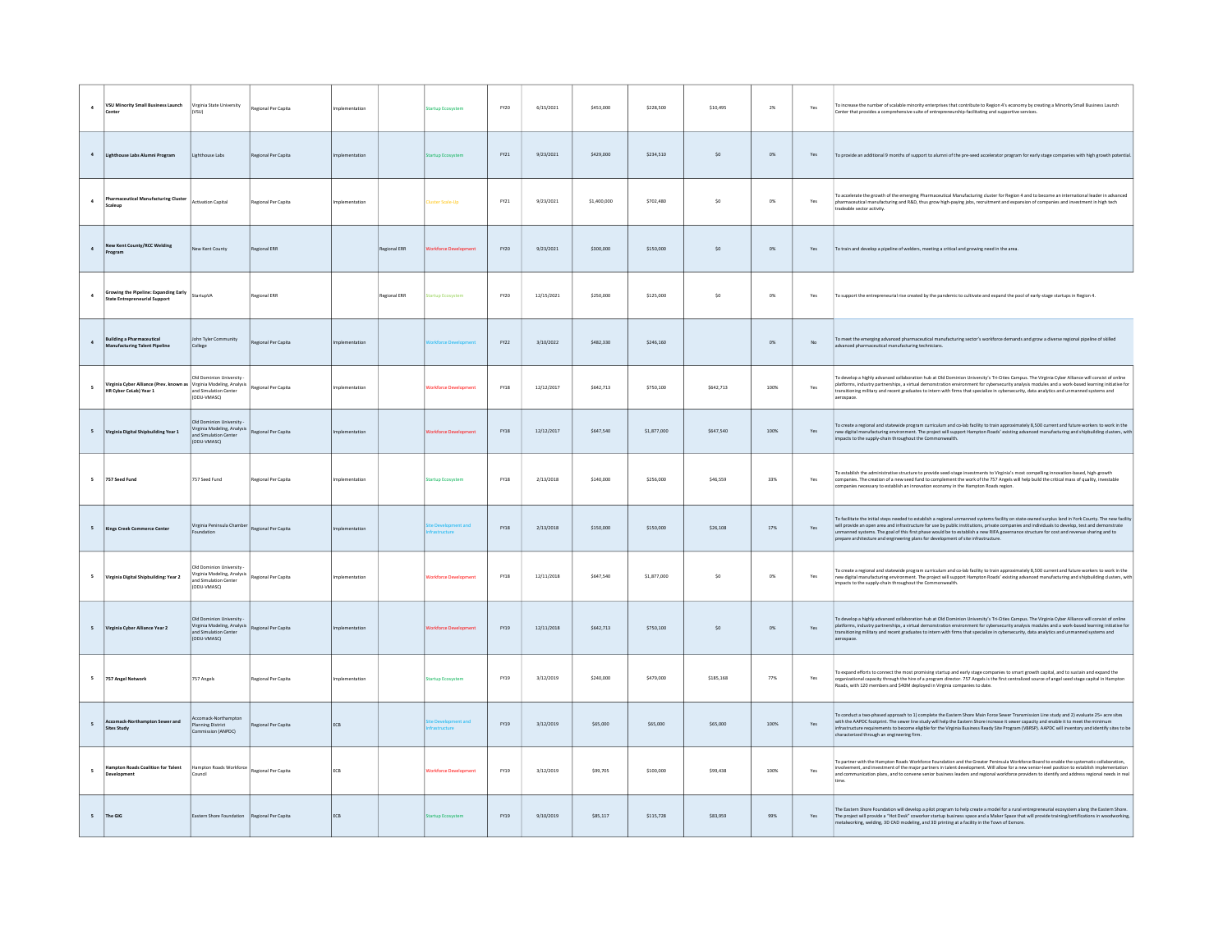| | | | | | | | | | | | | | | |
|---|---|---|---|---|---|---|---|---|---|---|---|---|---|---|
| 4 | **VSU Minority Small Business Launch Center** | Virginia State University (VSU) | Regional Per Capita | Implementation | | Startup Ecosystem | FY20 | 6/15/2021 | $453,000 | $228,500 | $10,495 | 2% | Yes | To increase the number of scalable minority enterprises that contribute to Region 4's economy by creating a Minority Small Business Launch Center that provides a comprehensive suite of entrepreneurship-facilitating and supportive services. |
| 4 | **Lighthouse Labs Alumni Program** | Lighthouse Labs | Regional Per Capita | Implementation | | Startup Ecosystem | FY21 | 9/23/2021 | $429,000 | $234,510 | $0 | 0% | Yes | To provide an additional 9 months of support to alumni of the pre-seed accelerator program for early stage companies with high growth potential. |
| 4 | **Pharmaceutical Manufacturing Cluster Scaleup** | Activation Capital | Regional Per Capita | Implementation | | Cluster Scale-Up | FY21 | 9/23/2021 | $1,400,000 | $702,480 | $0 | 0% | Yes | To accelerate the growth of the emerging Pharmaceutical Manufacturing cluster for Region 4 and to become an international leader in advanced pharmaceutical manufacturing and R&D, thus grow high-paying jobs, recruitment and expansion of companies and investment in high tech tradeable sector activity. |
| 4 | **New Kent County/RCC Welding Program** | New Kent County | Regional ERR | | Regional ERR | Workforce Development | FY20 | 9/23/2021 | $300,000 | $150,000 | $0 | 0% | Yes | To train and develop a pipeline of welders, meeting a critical and growing need in the area. |
| 4 | **Growing the Pipeline: Expanding Early State Entrepreneurial Support** | StartupVA | Regional ERR | | Regional ERR | Startup Ecosystem | FY20 | 12/15/2021 | $250,000 | $125,000 | $0 | 0% | Yes | To support the entrepreneurial rise created by the pandemic to cultivate and expand the pool of early-stage startups in Region 4. |
| 4 | **Building a Pharmaceutical Manufacturing Talent Pipeline** | John Tyler Community College | Regional Per Capita | Implementation | | Workforce Development | FY22 | 3/10/2022 | $482,330 | $246,160 | | 0% | No | To meet the emerging advanced pharmaceutical manufacturing sector's workforce demands and grow a diverse regional pipeline of skilled advanced pharmaceutical manufacturing technicians. |
| 5 | **Virginia Cyber Alliance (Prev. known as HR Cyber CoLab) Year 1** | Old Dominion University - Virginia Modeling, Analysis and Simulation Center (ODU-VMASC) | Regional Per Capita | Implementation | | Workforce Development | FY18 | 12/12/2017 | $642,713 | $750,100 | $642,713 | 100% | Yes | To develop a highly advanced collaboration hub at Old Dominion University's Tri-Cities Campus. The Virginia Cyber Alliance will consist of online platforms, industry partnerships, a virtual demonstration environment for cybersecurity analysis modules and a work-based learning initiative for transitioning military and recent graduates to intern with firms that specialize in cybersecurity, data analytics and unmanned systems and aerospace. |
| 5 | **Virginia Digital Shipbuilding Year 1** | Old Dominion University - Virginia Modeling, Analysis and Simulation Center (ODU-VMASC) | Regional Per Capita | Implementation | | Workforce Development | FY18 | 12/12/2017 | $647,540 | $1,877,000 | $647,540 | 100% | Yes | To create a regional and statewide program curriculum and co-lab facility to train approximately 8,500 current and future workers to work in the new digital manufacturing environment. The project will support Hampton Roads' existing advanced manufacturing and shipbuilding clusters, with impacts to the supply-chain throughout the Commonwealth. |
| 5 | **757 Seed Fund** | 757 Seed Fund | Regional Per Capita | Implementation | | Startup Ecosystem | FY18 | 2/13/2018 | $140,000 | $256,000 | $46,559 | 33% | Yes | To establish the administrative structure to provide seed-stage investments to Virginia's most compelling innovation-based, high-growth companies. The creation of a new seed fund to complement the work of the 757 Angels will help build the critical mass of quality, investable companies necessary to establish an innovation economy in the Hampton Roads region. |
| 5 | **Kings Creek Commerce Center** | Virginia Peninsula Chamber Foundation | Regional Per Capita | Implementation | | Site Development and Infrastructure | FY18 | 2/13/2018 | $150,000 | $150,000 | $26,108 | 17% | Yes | To facilitate the initial steps needed to establish a regional unmanned systems facility on state-owned surplus land in York County. The new facility will provide an open area and infrastructure for use by public institutions, private companies and individuals to develop, test and demonstrate unmanned systems. The goal of this first phase would be to establish a new RIFA governance structure for cost and revenue sharing and to prepare architecture and engineering plans for development of site infrastructure. |
| 5 | **Virginia Digital Shipbuilding: Year 2** | Old Dominion University - Virginia Modeling, Analysis and Simulation Center (ODU-VMASC) | Regional Per Capita | Implementation | | Workforce Development | FY18 | 12/11/2018 | $647,540 | $1,877,000 | $0 | 0% | Yes | To create a regional and statewide program curriculum and co-lab facility to train approximately 8,500 current and future workers to work in the new digital manufacturing environment. The project will support Hampton Roads' existing advanced manufacturing and shipbuilding clusters, with impacts to the supply-chain throughout the Commonwealth. |
| 5 | **Virginia Cyber Alliance Year 2** | Old Dominion University - Virginia Modeling, Analysis and Simulation Center (ODU-VMASC) | Regional Per Capita | Implementation | | Workforce Development | FY19 | 12/11/2018 | $642,713 | $750,100 | $0 | 0% | Yes | To develop a highly advanced collaboration hub at Old Dominion University's Tri-Cities Campus. The Virginia Cyber Alliance will consist of online platforms, industry partnerships, a virtual demonstration environment for cybersecurity analysis modules and a work-based learning initiative for transitioning military and recent graduates to intern with firms that specialize in cybersecurity, data analytics and unmanned systems and aerospace. |
| 5 | **757 Angel Network** | 757 Angels | Regional Per Capita | Implementation | | Startup Ecosystem | FY19 | 3/12/2019 | $240,000 | $479,000 | $185,168 | 77% | Yes | To expand efforts to connect the most promising startup and early stage companies to smart growth capital, and to sustain and expand the organizational capacity through the hire of a program director. 757 Angels is the first centralized source of angel seed stage capital in Hampton Roads, with 120 members and $40M deployed in Virginia companies to date. |
| 5 | **Accomack-Northampton Sewer and Sites Study** | Accomack-Northampton Planning District Commission (ANPDC) | Regional Per Capita | ECB | | Site Development and Infrastructure | FY19 | 3/12/2019 | $65,000 | $65,000 | $65,000 | 100% | Yes | To conduct a two-phased approach to 1) complete the Eastern Shore Main Force Sewer Transmission Line study and 2) evaluate 25+ acre sites with the AAPDC footprint. The sewer line study will help the Eastern Shore increase it sewer capacity and enable it to meet the minimum infrastructure requirements to become eligible for the Virginia Business Ready Site Program (VBRSP). AAPDC will inventory and identify sites to be characterized through an engineering firm. |
| 5 | **Hampton Roads Coalition for Talent Development** | Hampton Roads Workforce Council | Regional Per Capita | ECB | | Workforce Development | FY19 | 3/12/2019 | $99,705 | $100,000 | $99,438 | 100% | Yes | To partner with the Hampton Roads Workforce Foundation and the Greater Peninsula Workforce Board to enable the systematic collaboration, involvement, and investment of the major partners in talent development. Will allow for a new senior-level position to establish implementation and communication plans, and to convene senior business leaders and regional workforce providers to identify and address regional needs in real time. |
| 5 | **The GIG** | Eastern Shore Foundation | Regional Per Capita | ECB | | Startup Ecosystem | FY19 | 9/10/2019 | $85,117 | $115,728 | $83,959 | 99% | Yes | The Eastern Shore Foundation will develop a pilot program to help create a model for a rural entrepreneurial ecosystem along the Eastern Shore. The project will provide a "Hot Desk" coworker startup business space and a Maker Space that will provide training/certifications in woodworking, metalworking, welding, 3D CAD modeling, and 3D printing at a facility in the Town of Exmore. |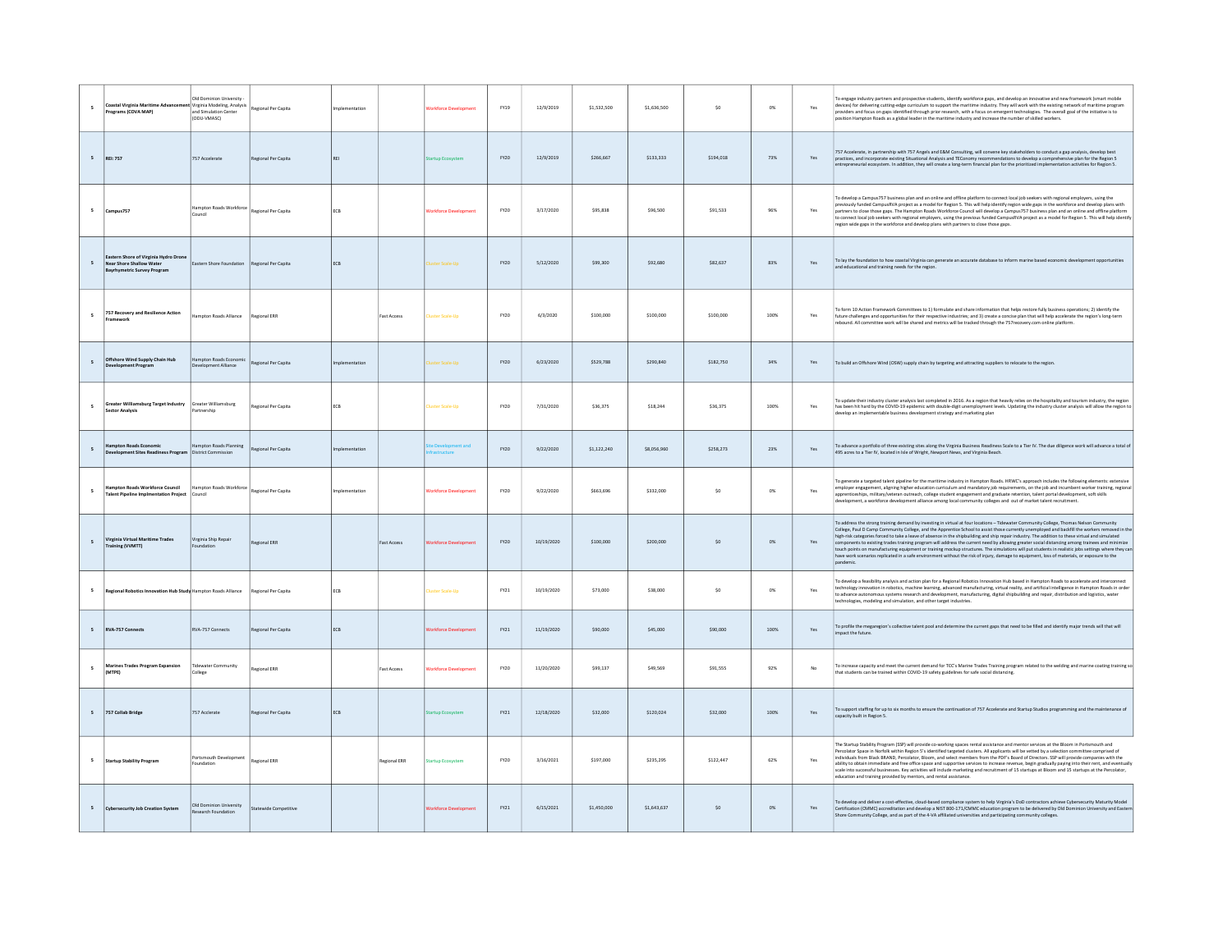| | | | | | | | | | | | | | | |
|---|---|---|---|---|---|---|---|---|---|---|---|---|---|---|
| $ | **Coastal Virginia Maritime Advancement Programs (COVA MAP)** | Old Dominion University - Virginia Modeling, Analysis and Simulation Center (ODU-VMASC) | Regional Per Capita | Implementation | | Workforce Development | FY19 | 12/9/2019 | $1,532,500 | $1,636,500 | $0 | 0% | Yes | To engage industry partners and prospective students, identify workforce gaps, and develop an innovative and new framework (smart mobile devices) for delivering cutting-edge curriculum to support the maritime industry. They will work with the existing network of maritime program providers and focus on gaps identified through prior research, with a focus on emergent technologies. The overall goal of the initiative is to position Hampton Roads as a global leader in the maritime industry and increase the number of skilled workers. |
| $ | **REI: 757** | 757 Accelerate | Regional Per Capita | REI | | Startup Ecosystem | FY20 | 12/9/2019 | $266,667 | $133,333 | $194,018 | 73% | Yes | 757 Accelerate, in partnership with 757 Angels and E&M Consulting, will convene key stakeholders to conduct a gap analysis, develop best practices, and incorporate existing Situational Analysis and TEConomy recommendations to develop a comprehensive plan for the Region 5 entrepreneurial ecosystem. In addition, they will create a long-term financial plan for the prioritized implementation activities for Region 5. |
| $ | **Campus757** | Hampton Roads Workforce Council | Regional Per Capita | ECB | | Workforce Development | FY20 | 3/17/2020 | $95,838 | $96,500 | $91,533 | 96% | Yes | To develop a Campus757 business plan and an online and offline platform to connect local job seekers with regional employers, using the previously funded CampusRVA project as a model for Region 5. This will help identify region wide gaps in the workforce and develop plans with partners to close those gaps. The Hampton Roads Workforce Council will develop a Campus757 business plan and an online and offline platform to connect local job seekers with regional employers, using the previous funded CampusRVA project as a model for Region 5. This will help identify region wide gaps in the workforce and develop plans with partners to close those gaps. |
| $ | **Eastern Shore of Virginia Hydro Drone Near Shore Shallow Water Bayrhymetric Survey Program** | Eastern Shore Foundation | Regional Per Capita | ECB | | Cluster Scale-Up | FY20 | 5/12/2020 | $99,300 | $92,680 | $82,637 | 83% | Yes | To lay the foundation to how coastal Virginia can generate an accurate database to inform marine based economic development opportunities and educational and training needs for the region. |
| $ | **757 Recovery and Resilience Action Framework** | Hampton Roads Alliance | Regional ERR | | Fast Access | Cluster Scale-Up | FY20 | 6/3/2020 | $100,000 | $100,000 | $100,000 | 100% | Yes | To form 10 Action Framework Committees to 1) formulate and share information that helps restore fully business operations; 2) identify the future challenges and opportunities for their respective industries; and 3) create a concise plan that will help accelerate the region's long-term rebound. All committee work will be shared and metrics will be tracked through the 757recovery.com online platform. |
| $ | **Offshore Wind Supply Chain Hub Development Program** | Hampton Roads Economic Development Alliance | Regional Per Capita | Implementation | | Cluster Scale-Up | FY20 | 6/23/2020 | $529,788 | $290,840 | $182,750 | 34% | Yes | To build an Offshore Wind (OSW) supply chain by targeting and attracting suppliers to relocate to the region. |
| $ | **Greater Williamsburg Target Industry Sector Analysis** | Greater Williamsburg Partnership | Regional Per Capita | ECB | | Cluster Scale-Up | FY20 | 7/31/2020 | $36,375 | $18,244 | $36,375 | 100% | Yes | To update their industry cluster analysis last completed in 2016. As a region that heavily relies on the hospitality and tourism industry, the region has been hit hard by the COVID-19 epidemic with double-digit unemployment levels. Updating the industry cluster analysis will allow the region to develop an implementable business development strategy and marketing plan |
| $ | **Hampton Roads Economic Development Sites Readiness Program** | Hampton Roads Planning District Commission | Regional Per Capita | Implementation | | Site Development and Infrastructure | FY20 | 9/22/2020 | $1,122,240 | $8,056,960 | $258,273 | 23% | Yes | To advance a portfolio of three existing sites along the Virginia Business Readiness Scale to a Tier IV. The due diligence work will advance a total of 495 acres to a Tier IV, located in Isle of Wright, Newport News, and Virginia Beach. |
| $ | **Hampton Roads Workforce Council Talent Pipeline Implmentation Project** | Hampton Roads Workforce Council | Regional Per Capita | Implementation | | Workforce Development | FY20 | 9/22/2020 | $663,696 | $332,000 | $0 | 0% | Yes | To generate a targeted talent pipeline for the maritime industry in Hampton Roads. HRWC's approach includes the following elements: extensive employer engagement, aligning higher education curriculum and mandatory job requirements, on the job and incumbent worker training, regional apprenticeships, military/veteran outreach, college student engagement and graduate retention, talent portal development, soft skills development, a workforce development alliance among local community colleges and out of market talent recruitment. |
| $ | **Virginia Virtual Maritime Trades Training (VVMTT)** | Virginia Ship Repair Foundation | Regional ERR | | Fast Access | Workforce Development | FY20 | 10/19/2020 | $100,000 | $200,000 | $0 | 0% | Yes | To address the strong training demand by investing in virtual at four locations – Tidewater Community College, Thomas Nelson Community College, Paul D Camp Community College, and the Apprentice School to assist those currently unemployed and backfill the workers removed in the high-risk categories forced to take a leave of absence in the shipbuilding and ship repair industry. The addition to these virtual and simulated components to existing trades training program will address the current need by allowing greater social distancing among trainees and minimize touch points on manufacturing equipment or training mockup structures. The simulations will put students in realistic jobs settings where they can have work scenarios replicated in a safe environment without the risk of injury, damage to equipment, loss of materials, or exposure to the pandemic. |
| $ | **Regional Robotics Innovation Hub Study** | Hampton Roads Alliance | Regional Per Capita | ECB | | Cluster Scale-Up | FY21 | 10/19/2020 | $73,000 | $38,000 | $0 | 0% | Yes | To develop a feasibility analysis and action plan for a Regional Robotics Innovation Hub based in Hampton Roads to accelerate and interconnect technology innovation in robotics, machine learning, advanced manufacturing, virtual reality, and artificial intelligence in Hampton Roads in order to advance autonomous systems research and development, manufacturing, digital shipbuilding and repair, distribution and logistics, water technologies, modeling and simulation, and other target industries. |
| $ | **RVA-757 Connects** | RVA-757 Connects | Regional Per Capita | ECB | | Workforce Development | FY21 | 11/19/2020 | $90,000 | $45,000 | $90,000 | 100% | Yes | To profile the megaregion's collective talent pool and determine the current gaps that need to be filled and identify major trends will that will impact the future. |
| $ | **Marines Trades Program Expansion (MTPE)** | Tidewater Community College | Regional ERR | | Fast Access | Workforce Development | FY20 | 11/20/2020 | $99,137 | $49,569 | $91,555 | 92% | No | To increase capacity and meet the current demand for TCC's Marine Trades Training program related to the welding and marine coating training so that students can be trained within COVID-19 safety guidelines for safe social distancing. |
| $ | **757 Collab Bridge** | 757 Accelerate | Regional Per Capita | ECB | | Startup Ecosystem | FY21 | 12/18/2020 | $32,000 | $120,024 | $32,000 | 100% | Yes | To support staffing for up to six months to ensure the continuation of 757 Accelerate and Startup Studios programming and the maintenance of capacity built in Region 5. |
| $ | **Startup Stability Program** | Portsmouth Development Foundation | Regional ERR | | Regional ERR | Startup Ecosystem | FY20 | 3/16/2021 | $197,000 | $235,295 | $122,447 | 62% | Yes | The Startup Stability Program (SSP) will provide co-working spaces rental assistance and mentor services at the Bloom in Portsmouth and Percolator Space in Norfolk within Region 5's identified targeted clusters. All applicants will be vetted by a selection committee comprised of individuals from Black BRAND, Percolator, Bloom, and select members from the PDF's Board of Directors. SSP will provide companies with the ability to obtain immediate and free office space and supportive services to increase revenue, begin gradually paying into their rent, and eventually scale into successful businesses. Key activities will include marketing and recruitment of 15 startups at Bloom and 15 startups at the Percolator, education and training provided by mentors, and rental assistance. |
| $ | **Cybersecurity Job Creation System** | Old Dominion University Research Foundation | Statewide Competitive | | | Workforce Development | FY21 | 6/15/2021 | $1,450,000 | $1,643,637 | $0 | 0% | Yes | To develop and deliver a cost-effective, cloud-based compliance system to help Virginia's DoD contractors achieve Cybersecurity Maturity Model Certification (CMMC) accreditation and develop a NIST 800-171/CMMC education program to be delivered by Old Dominion University and Eastern Shore Community College, and as part of the 4-VA affiliated universities and participating community colleges. |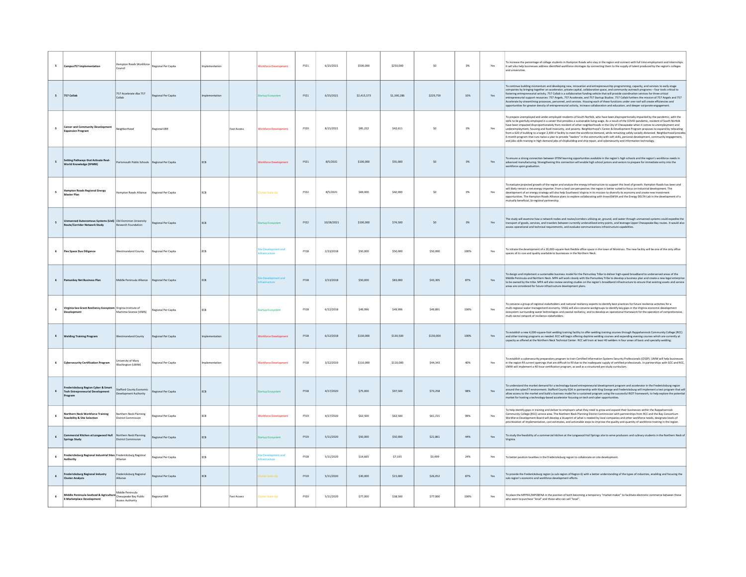| | | | | | | | | | | | | | | |
|---|---|---|---|---|---|---|---|---|---|---|---|---|---|---|
| 5 | **Campus757 Implementation** | Hampton Roads Workforce Council | Regional Per Capita | Implementation | | Workforce Development | FY21 | 6/15/2021 | $500,000 | $250,000 | $0 | 0% | Yes | To increase the percentage of college students in Hampton Roads who stay in the region and connect with full time employment and internships. It will also help businesses address identified workforce shortages by connecting them to the supply of talent produced by the region's colleges and universities. |
| 5 | **757 Collab** | 757 Accelerate dba 757 Collab | Regional Per Capita | Implementation | | Startup Ecosystem | FY21 | 6/15/2021 | $2,415,573 | $1,390,286 | $229,759 | 10% | Yes | To continue building momentum and developing new, innovation and entrepreneurship programming, capacity, and services to early-stage companies by bringing together an accelerator, private capital, collaborative space, and community outreach programs – four tools critical to fostering entrepreneurial activity. 757 Collab is a collaborative funding vehicle that will provide coordination services for three critical entrepreneurial support resources: 757 Angels, 757 Accelerate, and 757 Startup Studios. 757 Collab furthers the mission of 757 Angels and 757 Accelerate by streamlining processes, personnel, and services. Housing each of these functions under one roof will create efficiencies and opportunities for greater density of entrepreneurial activity, increase collaboration and education, and deeper corporate engagement. |
| 5 | **Career and Community Development Expansion Program** | Neighborhood | Regional ERR | | Fast Access | Workforce Development | FY20 | 8/15/2021 | $85,222 | $42,611 | $0 | 0% | Yes | To prepare unemployed and under-employed residents of South Norfolk, who have been disproportionally impacted by the pandemic, with the skills to be gainfully employed in a career that provides a sustainable living wage. As a result of the COVID pandemic, resident of South Norfolk have been impacted disproportionately from resident of other neighborhoods in the City of Chesapeake when it comes to unemployment and underemployment, housing and food insecurity, and poverty. Neighborhood's Career & Development Program proposes to expand by relocating from a 620 sf building to a larger 2,400 sf facility to meet the workforce demand, while remaining safely socially distanced. Neighborhood provides 6-month program that runs twice a year to provide "leaders" in the community with soft skills, personal development, community engagement, and jobs skills training in high demand jobs of shipbuilding and ship repair, and cybersecurity and information technology. |
| 5 | **Setting Pathways that Activate Real-World Knowledge (SPARK)** | Portsmouth Public Schools | Regional Per Capita | ECB | | Workforce Development | FY21 | 8/5/2021 | $100,000 | $55,000 | $0 | 0% | Yes | To ensure a strong connection between STEM learning opportunities available in the region's high schools and the region's workforce needs in advanced manufacturing. Strengthening this connection will enable high school juniors and seniors to prepare for immediate entry into the workforce upon graduation. |
| 5 | **Hampton Roads Regional Energy Master Plan** | Hampton Roads Alliance | Regional Per Capita | ECB | | Cluster Scale-Up | FY22 | 8/5/2021 | $84,000 | $42,000 | $0 | 0% | Yes | To evaluate projected growth of the region and analyze the energy infrastructure to support this level of growth. Hampton Roads has been and will likely remain a net energy importer. From a land use perspective, the region is better suited to focus on industrial development. The development of an energy strategy will also help Southwest Virginia in its mission to diversify its economy and create new investment opportunities. The Hampton Roads Alliance plans to explore collaborating with InvestSWVA and the Energy DELTA Lab in the development of a mutually beneficial, bi-regional partnership. |
| 5 | **Unmanned Autonomous Systems (UxS) Route/Corridor Network Study** | Old Dominion University Research Foundation | Regional Per Capita | ECB | | Startup Ecosystem | FY22 | 10/28/2021 | $100,000 | $74,500 | $0 | 0% | Yes | The study will examine how a network nodes and routes/corridors utilizing air, ground, and water through unmanned systems could expedite the transport of goods, services, and travelers between currently underutilized entry points, and leverage Upper Chesapeake Bay routes. It would also assess operational and technical requirements, and evaluate communications infrastructure capabilities. |
| 6 | **Flex Space Due Diligence** | Westmoreland County | Regional Per Capita | ECB | | Site Development and Infrastructure | FY18 | 2/13/2018 | $50,000 | $50,000 | $50,000 | 100% | Yes | To initiate the development of a 20,000-square-foot flexible office space in the town of Montross. The new facility will be one of the only office spaces of its size and quality available to businesses in the Northern Neck. |
| 6 | **Pamunkey Net Business Plan** | Middle Peninsula Alliance | Regional Per Capita | ECB | | Site Development and Infrastructure | FY18 | 2/13/2018 | $50,000 | $83,000 | $43,305 | 87% | Yes | To design and implement a sustainable business model for the Pamunkey Tribe to deliver high-speed broadband to underserved areas of the Middle Peninsula and Northern Neck. MPA will work closely with the Pamunkey Tribe to develop a business plan and create a new legal enterprise to be owned by the tribe. MPA will also review existing studies on the region's broadband infrastructure to ensure that existing assets and service areas are considered for future infrastructure development plans. |
| 6 | **Virginia Sea Grant Resiliency Ecosystem Development** | Virginia Institute of Maritime Science (VIMS) | Regional Per Capita | ECB | | Startup Ecosystem | FY18 | 6/12/2018 | $49,996 | $49,996 | $49,891 | 100% | Yes | To convene a group of regional stakeholders and national resiliency experts to identify best practices for future resilience activities for a multi-regional water management economy. VASG will also convene workgroups to identify key gaps in the Virginia economic development ecosystem surrounding water technologies and coastal resiliency, and to develop an operational framework for the operation of comprehensive, multi-sector network of resilience stakeholders. |
| 6 | **Welding Training Program** | Westmoreland County | Regional Per Capita | Implementation | | Workforce Development | FY18 | 6/12/2018 | $130,000 | $130,500 | $130,000 | 100% | Yes | To establish a new 4,000-square-foot welding training facility to offer welding training courses through Rappahannock Community College (RCC) and other training programs as needed. RCC will begin offering daytime welding courses and expanding evening courses which are currently at capacity as offered at the Northern Neck Technical Center. RCC will train at least 40 welders in four areas of basic and specialty welding. |
| 6 | **Cybersecurity Certification Program** | University of Mary Washington (UMW) | Regional Per Capita | Implementation | | Workforce Development | FY18 | 3/12/2019 | $110,000 | $110,000 | $44,343 | 40% | Yes | To establish a cybersecurity preparatory program to train Certified Information Systems Security Professionals (CISSP). UMW will help businesses in the region fill current openings that are difficult to fill due to the inadequate supply of certified professionals. In partnerships with GCC and RCC, UMW will implement a 40-hour certification program, as well as a structured pre-study curriculum. |
| 6 | **Fredericksburg Region Cyber & Smart Tech Entrepreneurial Development Program** | Stafford County Economic Development Authority | Regional Per Capita | ECB | | Startup Ecosystem | FY18 | 4/17/2020 | $75,000 | $97,500 | $73,258 | 98% | Yes | To understand the market demand for a technology-based entrepreneurial development program and accelerator in the Fredericksburg region around the cyber/IT environment. Stafford County EDA in partnership with King George and Fredericksburg will implement a test program that will allow access to the market and build a business model for a sustained program using the successful RIOT framework, to help explore the potential market for hosting a technology-based accelerator focusing on tech and cyber opportunities. |
| 6 | **Northern Neck Workforce Training Feasibility & Site Selection** | Northern Neck Planning District Commission | Regional Per Capita | ECB | | Workforce Development | FY19 | 4/17/2020 | $62,500 | $62,500 | $61,721 | 99% | Yes | To help identify gaps in training and deliver to employers what they need to grow and expand their businesses within the Rappahannock Community College (RCC) service area. The Northern Neck Planning District Commission with partnerships from RCC and the Bay Consortium Workforce Development Board will develop a blueprint of what is needed by local companies and other workforce needs, designate levels of prioritization of implementation, cost estimates, and actionable steps to improve the quality and quantity of workforce training in the region. |
| 6 | **Commercial Kitchen at Longwood Hull Springs Study** | Northern Neck Planning District Commission | Regional Per Capita | ECB | | Startup Ecosystem | FY19 | 5/11/2020 | $50,000 | $50,000 | $21,861 | 44% | Yes | To study the feasibility of a commercial kitchen at the Longwood Hull Springs site to serve producers and culinary students in the Northern Neck of Virginia. |
| 6 | **Fredericksburg Regional Industrial Sites Authority** | Fredericksburg Regional Alliance | Regional Per Capita | ECB | | Site Development and Infrastructure | FY18 | 5/11/2020 | $14,665 | $7,335 | $3,499 | 24% | Yes | To better position localities in the Fredericksburg region to collaborate on site development. |
| 6 | **Fredericksburg Regional Industry Cluster Analysis** | Fredericksburg Regional Alliance | Regional Per Capita | ECB | | Cluster Scale-Up | FY19 | 5/11/2020 | $30,000 | $15,000 | $26,052 | 87% | Yes | To provide the Fredericksburg region (a sub-region of Region 6) with a better understanding of the types of industries, enabling and focusing the sub-region's economic and workforce development efforts. |
| 6 | **Middle Peninsula Seafood & Agriculture E-Marketplace Development** | Middle Peninsula Chesapeake Bay Public Access Authority | Regional ERR | | Fast Access | Cluster Scale-Up | FY20 | 5/11/2020 | $77,000 | $38,500 | $77,000 | 100% | Yes | To place the MPPDC/MPCBPAA in the position of both becoming a temporary "market maker" to facilitate electronic commerce between those who want to purchase "local" and those who can sell "local". |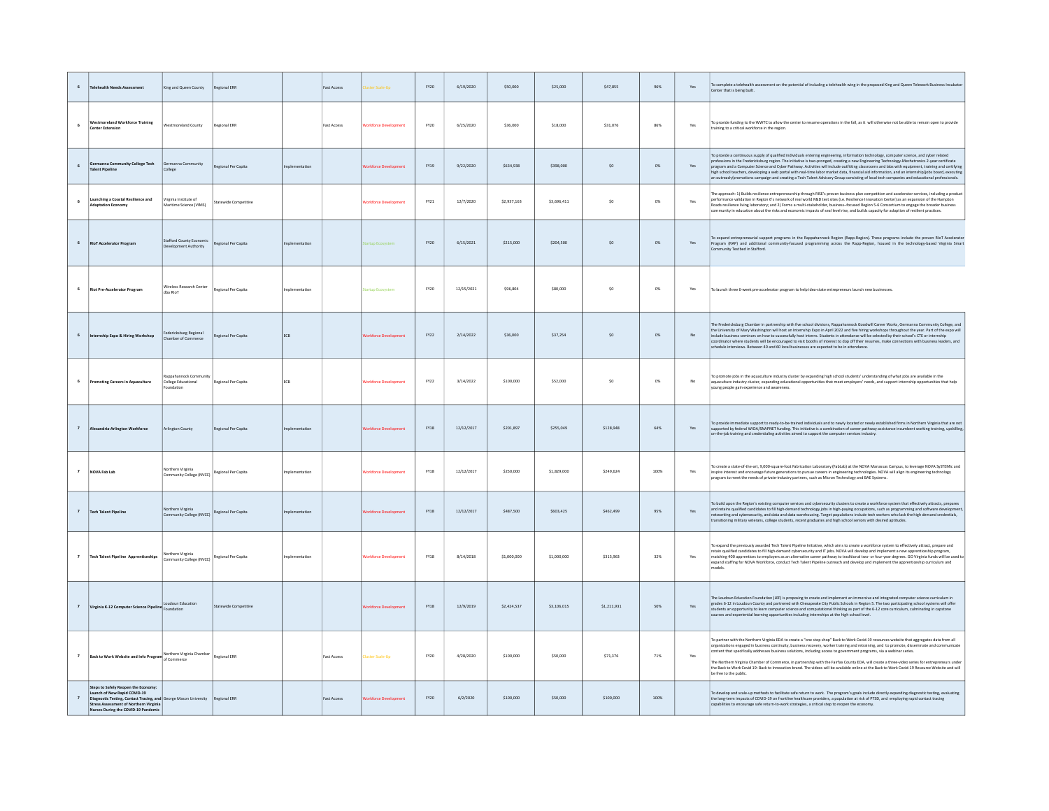| | | | | | | | | | | | | | | |
|---|---|---|---|---|---|---|---|---|---|---|---|---|---|---|
| 6 | Telehealth Needs Assessment | King and Queen County | Regional ERR | | Fast Access | Cluster Scale-Up | FY20 | 6/19/2020 | $50,000 | $25,000 | $47,855 | 96% | Yes | To complete a telehealth assessment on the potential of including a telehealth wing in the proposed King and Queen Telework Business Incubator Center that is being built. |
| 6 | Westmoreland Workforce Training Center Extension | Westmoreland County | Regional ERR | | Fast Access | Workforce Development | FY20 | 6/25/2020 | $36,000 | $18,000 | $31,076 | 86% | Yes | To provide funding to the WWTC to allow the center to resume operations in the fall, as it will otherwise not be able to remain open to provide training to a critical workforce in the region. |
| 6 | Germanna Community College Tech Talent Pipeline | Germanna Community College | Regional Per Capita | Implementation | | Workforce Development | FY19 | 9/22/2020 | $634,938 | $398,000 | $0 | 0% | Yes | To provide a continuous supply of qualified individuals entering engineering, information technology, computer science, and cyber related professions in the Fredericksburg region. The initiative is two-pronged, creating a new Engineering Technology-Mechatronics 2-year certificate program and a Computer Science and Cyber Pathway. Activities will include outfitting classrooms and labs with equipment, training and certifying high school teachers, developing a web portal with real-time labor market data, financial aid information, and an internship/jobs board, executing an outreach/promotions campaign and creating a Tech Talent Advisory Group consisting of local tech companies and educational professionals. |
| 6 | Launching a Coastal Resilience and Adaptation Economy | Virginia Institute of Maritime Science (VIMS) | Statewide Competitive | | | Workforce Development | FY21 | 12/7/2020 | $2,937,163 | $3,696,411 | $0 | 0% | Yes | The approach: 1) Builds resilience entrepreneurship through RISE's proven business plan competition and accelerator services, including a product performance validation in Region 6's network of real world R&D test sites (i.e. Resilience Innovation Center) as an expansion of the Hampton Roads resilience living laboratory; and 2) Forms a multi-stakeholder, business–focused Region 5-6 Consortium to engage the broader business community in education about the risks and economic impacts of seal level rise, and builds capacity for adoption of resilient practices. |
| 6 | RIoT Accelerator Program | Stafford County Economic Development Authority | Regional Per Capita | Implementation | | Startup Ecosystem | FY20 | 6/15/2021 | $215,000 | $204,500 | $0 | 0% | Yes | To expand entrepreneurial support programs in the Rappahannock Region (Rapp-Region). These programs include the proven RIoT Accelerator Program (RAP) and additional community-focused programming across the Rapp-Region, housed in the technology-based Virginia Smart Community Testbed in Stafford. |
| 6 | Riot Pre-Accelerator Program | Wireless Research Center dba RIoT | Regional Per Capita | Implementation | | Startup Ecosystem | FY20 | 12/15/2021 | $96,804 | $80,000 | $0 | 0% | Yes | To launch three 6-week pre-accelerator program to help idea-state entrepreneurs launch new businesses. |
| 6 | Internship Expo & Hiring Workshop | Fredericksburg Regional Chamber of Commerce | Regional Per Capita | ECB | | Workforce Development | FY22 | 2/14/2022 | $36,000 | $37,254 | $0 | 0% | No | The Fredericksburg Chamber in partnership with five school divisions, Rappahannock Goodwill Career Works, Germanna Community College, and the University of Mary Washington will host an Internship Expo in April 2022 and five hiring workshops throughout the year. Part of the expo will include business seminars on how to successfully host interns. Students in attendance will be selected by their school's CTE or internship coordinator where students will be encouraged to visit booths of interest to dop off their resumes, make connections with business leaders, and schedule interviews. Between 40 and 60 local businesses are expected to be in attendance. |
| 6 | Promoting Careers in Aquaculture | Rappahannock Community College Educational Foundation | Regional Per Capita | ECB | | Workforce Development | FY22 | 3/14/2022 | $100,000 | $52,000 | $0 | 0% | No | To promote jobs in the aquaculture industry cluster by expanding high school students' understanding of what jobs are available in the aquaculture industry cluster, expanding educational opportunities that meet employers' needs, and support internship opportunities that help young people gain experience and awareness. |
| 7 | Alexandria-Arlington Workforce | Arlington County | Regional Per Capita | Implementation | | Workforce Development | FY18 | 12/12/2017 | $201,897 | $255,049 | $128,948 | 64% | Yes | To provide immediate support to ready-to-be-trained individuals and to newly located or newly established firms in Northern Virginia that are not supported by federal WIOA/SNAPET funding. This initiative is a combination of career pathway assistance incumbent working training, upskilling, on-the-job training and credentialing activities aimed to support the computer services industry. |
| 7 | NOVA Fab Lab | Northern Virginia Community College (NVCC) | Regional Per Capita | Implementation | | Workforce Development | FY18 | 12/12/2017 | $250,000 | $1,829,000 | $249,624 | 100% | Yes | To create a state-of-the-art, 9,000-square-foot Fabrication Laboratory (FabLab) at the NOVA Manassas Campus, to leverage NOVA SySTEMic and inspire interest and encourage future generations to pursue careers in engineering technologies. NOVA will align its engineering technology program to meet the needs of private-industry partners, such as Micron Technology and BAE Systems. |
| 7 | Tech Talent Pipeline | Northern Virginia Community College (NVCC) | Regional Per Capita | Implementation | | Workforce Development | FY18 | 12/12/2017 | $487,500 | $603,425 | $462,499 | 95% | Yes | To build upon the Region's existing computer services and cybersecurity clusters to create a workforce system that effectively attracts, prepares and retains qualified candidates to fill high-demand technology jobs in high-paying occupations, such as programming and software development, networking and cybersecurity, and data and data warehousing. Target populations include tech workers who lack the high demand credentials, transitioning military veterans, college students, recent graduates and high school seniors with desired aptitudes. |
| 7 | Tech Talent Pipeline Apprenticeships | Northern Virginia Community College (NVCC) | Regional Per Capita | Implementation | | Workforce Development | FY18 | 8/14/2018 | $1,000,000 | $1,000,000 | $315,963 | 32% | Yes | To expand the previously awarded Tech Talent Pipeline Initiative, which aims to create a workforce system to effectively attract, prepare and retain qualified candidates to fill high-demand cybersecurity and IT jobs. NOVA will develop and implement a new apprenticeship program, matching 400 apprentices to employers as an alternative career pathway to traditional two- or four-year degrees. GO Virginia funds will be used to expand staffing for NOVA Workforce, conduct Tech Talent Pipeline outreach and develop and implement the apprenticeship curriculum and models. |
| 7 | Virginia K-12 Computer Science Pipeline | Loudoun Education Foundation | Statewide Competitive | | | Workforce Development | FY18 | 12/9/2019 | $2,424,537 | $3,106,015 | $1,211,931 | 50% | Yes | The Loudoun Education Foundation (LEF) is proposing to create and implement an immersive and integrated computer science curriculum in grades K-12 in Loudoun County and partnered with Chesapeake City Public Schools in Region 5. The two participating school systems will offer students an opportunity to learn computer science and computational thinking as part of the K-12 core curriculum, culminating in capstone courses and experiential learning opportunities including internships at the high school level. |
| 7 | Back to Work Website and Info Program | Northern Virginia Chamber of Commerce | Regional ERR | | Fast Access | Cluster Scale-Up | FY20 | 4/28/2020 | $100,000 | $50,000 | $71,376 | 71% | Yes | To partner with the Northern Virginia EDA to create a "one stop shop" Back to Work Covid-19 resources website that aggregates data from all organizations engaged in business continuity, business recovery, worker training and retraining, and to promote, disseminate and communicate content that specifically addresses business solutions, including access to government programs, via a webinar series.<br><br>The Northern Virginia Chamber of Commerce, in partnership with the Fairfax County EDA, will create a three-video series for entrepreneurs under the Back to Work Covid 19: Back to Innovation brand. The videos will be available online at the Back to Work Covid-19 Resource Website and will be free to the public. |
| 7 | Steps to Safely Reopen the Economy: Launch of New Rapid COVID-19 Diagnostic Testing, Contact Tracing, and Stress Assessment of Northern Virginia Nurses During the COVID-19 Pandemic | George Mason University | Regional ERR | | Fast Access | Workforce Development | FY20 | 6/2/2020 | $100,000 | $50,000 | $100,000 | 100% | | To develop and scale-up methods to facilitate safe return to work. The program's goals include directly expanding diagnostic testing, evaluating the long-term impacts of COVID-19 on frontline healthcare providers, a population at risk of PTSD, and employing rapid contact tracing capabilities to encourage safe return-to-work strategies, a critical step to reopen the economy. |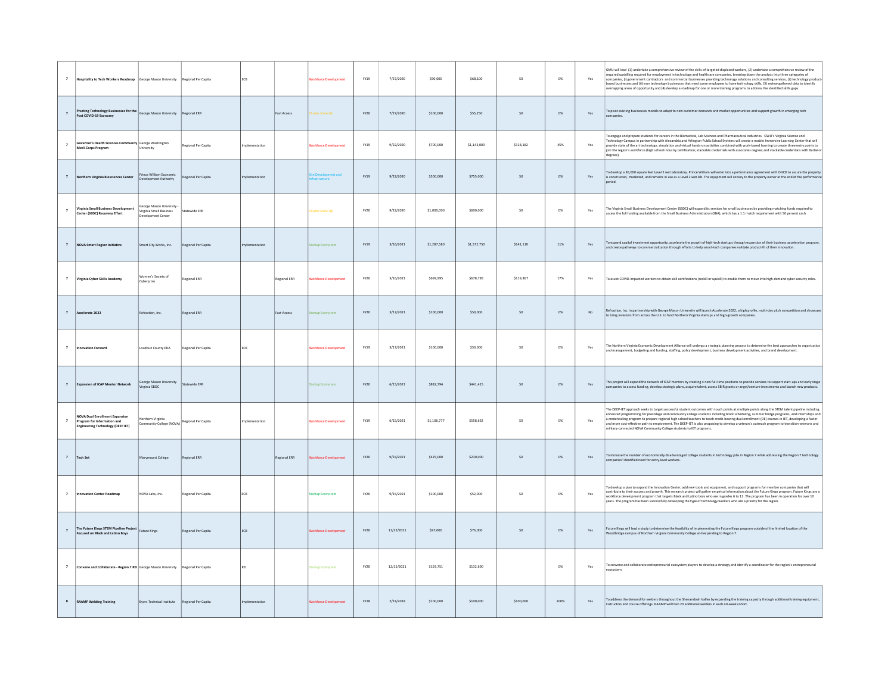| | | | | | | | | | | | | | | |
|---|---|---|---|---|---|---|---|---|---|---|---|---|---|---|
| 7 | **Hospitality to Tech Workers Roadmap** | George Mason University | Regional Per Capita | ECB | | Workforce Development | FY19 | 7/27/2020 | $90,000 | $68,100 | $0 | 0% | Yes | GMU will lead (1) undertake a comprehensive review of the skills of targeted displaced workers, (2) undertake a comprehensive review of the required upskilling required for employment in technology and healthcare companies, breaking down the analysis into three categories of companies, (i) government contractors and commercial businesses providing technology solutions and consulting services, (ii) technology product-based businesses and (iii) non technology businesses that need some employees to have technology skills, (3) review gathered data to identify overlapping areas of opportunity and (4) develop a roadmap for one or more training programs to address the identified skills gaps. |
| 7 | **Pivoting Technology Businesses for the Post COVID-19 Economy** | George Mason University | Regional ERR | | Fast Access | Cluster Scale-Up | FY20 | 7/27/2020 | $100,000 | $55,250 | $0 | 0% | Yes | To pivot existing businesses models to adapt to new customer demands and market opportunities and support growth in emerging tech companies. |
| 7 | **Governor's Health Sciences Community Medi-Corps Program** | George Washington University | Regional Per Capita | Implementation | | Workforce Development | FY19 | 9/22/2020 | $700,000 | $1,143,000 | $318,182 | 45% | Yes | To engage and prepare students for careers in the Biomedical, Lab Sciences and Pharmaceutical industries. GWU's Virginia Science and Technology Campus in partnership with Alexandria and Arlington Public School Systems will create a mobile Immersive Learning Center that will provide state of the art technology, simulation and virtual hands-on activities combined with work-based learning to create three entry points to join the region's workforce (high school industry certification; stackable credentials with associates degree; and stackable credentials with Bachelor degrees). |
| 7 | **Northern Virginia Biosciences Center** | Prince William Economic Development Authority | Regional Per Capita | Implementation | | Site Development and Infrastructure | FY19 | 9/22/2020 | $500,000 | $755,000 | $0 | 0% | Yes | To develop a 30,000 square feet Level 2 wet laboratory. Prince William will enter into a performance agreement with DHCD to assure the property is constructed, marketed, and remains in use as a Level 2 wet lab. The equipment will convey to the property owner at the end of the performance period. |
| 7 | **Virginia Small Business Development Center (SBDC) Recovery Effort** | George Mason University - Virginia Small Business Development Center | Statewide ERR | | | Cluster Scale-Up | FY20 | 9/22/2020 | $1,000,000 | $600,000 | $0 | 0% | Yes | The Virginia Small Business Development Center (SBDC) will expand its services for small businesses by providing matching funds required to access the full funding available from the Small Business Administration (SBA), which has a 1:1 match requirement with 50 percent cash. |
| 7 | **NOVA Smart Region Initiative** | Smart City Works, Inc. | Regional Per Capita | Implementation | | Startup Ecosystem | FY19 | 3/16/2021 | $1,287,580 | $1,572,750 | $141,110 | 11% | Yes | To expand capital investment opportunity, accelerate the growth of high-tech startups through expansion of their business acceleration program, and create pathways to commercialization through efforts to help smart-tech companies validate product-fit of their innovation. |
| 7 | **Virginia Cyber Skills Academy** | Women's Society of Cyberjutsu | Regional ERR | | Regional ERR | Workforce Development | FY20 | 3/16/2021 | $699,995 | $678,785 | $119,367 | 17% | Yes | To assist COVID-impacted workers to obtain skill certifications (reskill or upskill) to enable them to move into high-demand cyber security roles. |
| 7 | **Accelerate 2022** | Refraction, Inc. | Regional ERR | | Fast Access | Startup Ecosystem | FY20 | 3/17/2021 | $100,000 | $50,000 | $0 | 0% | No | Refraction, Inc. in partnership with George Mason University will launch Accelerate 2022, a high profile, multi-day pitch competition and showcase to bring investors from across the U.S. to fund Northern Virginia startups and high-growth companies. |
| 7 | **Innovation Forward** | Loudoun County EDA | Regional Per Capita | ECB | | Workforce Development | FY19 | 3/17/2021 | $100,000 | $50,000 | $0 | 0% | Yes | The Northern Virginia Economic Development Alliance will undergo a strategic planning process to determine the best approaches to organization and management, budgeting and funding, staffing, policy development, business development activities, and brand development. |
| 7 | **Expansion of ICAP Mentor Network** | George Mason University Virginia SBDC | Statewide ERR | | | Startup Ecosystem | FY20 | 6/15/2021 | $882,794 | $441,415 | $0 | 0% | Yes | This project will expand the network of ICAP mentors by creating 4 new full-time positions to provide services to support start-ups and early stage companies to access funding, develop strategic plans, acquire talent, access SBIR grants or angel/venture investments and launch new products. |
| 7 | **NOVA Dual Enrollment Expansion Program for Information and Engineering Technology (DEEP IET)** | Northern Virginia Community College (NOVA) | Regional Per Capita | Implementation | | Workforce Development | FY19 | 6/15/2021 | $1,106,777 | $558,632 | $0 | 0% | Yes | The DEEP-IET approach seeks to target successful student outcomes with touch points at multiple points along the STEM talent pipeline including enhanced programming for precollege and community college students including block scheduling, summer bridge programs, and internships and a credentialing program to prepare regional high school teachers to teach credit-bearing dual enrollment (DE) courses in IET, developing a faster and more cost-effective path to employment. The DEEP-IET is also proposing to develop a veteran's outreach program to transition veterans and military-connected NOVA Community College students to IET programs. |
| 7 | **Tech Set** | Marymount College | Regional ERR | | Regional ERR | Workforce Development | FY20 | 9/23/2021 | $425,000 | $230,000 | $0 | 0% | Yes | To increase the number of economically disadvantaged college students in technology jobs in Region 7 while addressing the Region 7 technology companies' identified need for entry-level workers. |
| 7 | **Innovation Center Roadmap** | NOVA Labs, Inc. | Regional Per Capita | ECB | | Startup Ecosystem | FY20 | 9/15/2021 | $100,000 | $52,000 | $0 | 0% | Yes | To develop a plan to expand the Innovation Center, add new tools and equipment, and support programs for member companies that will contribute to their success and growth. This research project will gather empirical information about the Future Kings program. Future Kings are a workforce development program that targets Black and Latino boys who are in grades 6 to 12. The program has been in operation for over 10 years. The program has been successfully developing the type of technology workers who are a priority for the region. |
| 7 | **The Future Kings STEM Pipeline Project Focused on Black and Latino Boys** | Future Kings | Regional Per Capita | ECB | | Workforce Development | FY20 | 11/22/2021 | $97,000 | $76,000 | $0 | 0% | Yes | Future Kings will lead a study to determine the feasibility of implementing the Future Kings program outside of the limited location of the Woodbridge campus of Northern Virginia Community College and expanding to Region 7. |
| 7 | **Convene and Collaborate - Region 7 REI** | George Mason University | Regional Per Capita | REI | | Startup Ecosystem | FY20 | 12/15/2021 | $193,751 | $132,690 | | 0% | Yes | To convene and collaborate entrepreneurial ecosystem players to develop a strategy and identify a coordinator for the region's entrepreneurial ecosystem. |
| 8 | **RAAMP Welding Training** | Byers Technical Institute | Regional Per Capita | Implementation | | Workforce Development | FY18 | 2/13/2018 | $100,000 | $100,000 | $100,000 | 100% | Yes | To address the demand for welders throughout the Shenandoah Valley by expanding the training capacity through additional training equipment, instructors and course offerings. RAAMP will train 20 additional welders in each 40-week cohort. |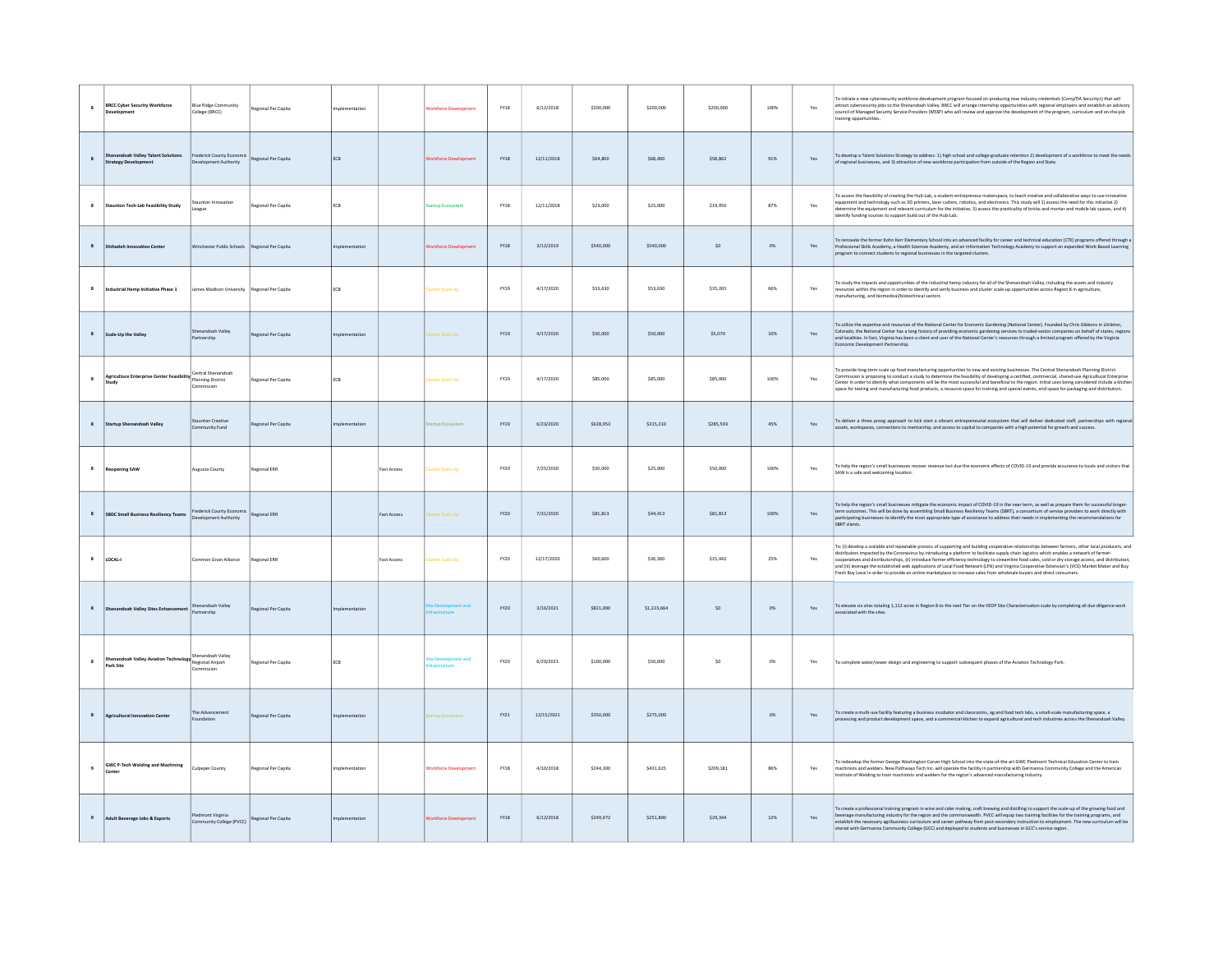| | | | | | | | | | | | | | | |
|---|---|---|---|---|---|---|---|---|---|---|---|---|---|---|
| 8 | BRCC Cyber Security Workforce Development | Blue Ridge Community College (BRCC) | Regional Per Capita | Implementation | | Workforce Development | FY18 | 6/12/2018 | $200,000 | $200,000 | $200,000 | 100% | Yes | To initiate a new cybersecurity workforce development program focused on producing new industry credentials (CompTIA Security+) that will attract cybersecurity jobs to the Shenandoah Valley. BRCC will arrange internship opportunities with regional employers and establish an advisory council of Managed Security Service Providers (MSSP) who will review and approve the development of the program, curriculum and on-the-job training opportunities. |
| 8 | Shenandoah Valley Talent Solutions Strategy Development | Frederick County Economic Development Authority | Regional Per Capita | ECB | | Workforce Development | FY18 | 12/11/2018 | $64,800 | $68,400 | $58,862 | 91% | Yes | To develop a Talent Solutions Strategy to address: 1) high school and college graduate retention 2) development of a workforce to meet the needs of regional businesses, and 3) attraction of new workforce participation from outside of the Region and State. |
| 8 | Staunton Tech-Lab Feasibility Study | Staunton Innovation League | Regional Per Capita | ECB | | Startup Ecosystem | FY18 | 12/11/2018 | $23,000 | $23,000 | $19,950 | 87% | Yes | To assess the feasibility of creating the Hub-Lab, a student-entrepreneur makerspace, to teach creative and collaborative ways to use innovative equipment and technology such as 3D printers, laser cutters, robotics, and electronics. This study will 1) assess the need for this initiative 2) determine the equipment and relevant curriculum for the initiative, 3) assess the practicality of bricks-and-mortar and mobile lab spaces, and 4) identify funding sources to support build out of the Hub-Lab. |
| 8 | Shihadeh Innovation Center | Winchester Public Schools | Regional Per Capita | Implementation | | Workforce Development | FY18 | 3/12/2019 | $540,000 | $540,000 | $0 | 0% | Yes | To renovate the former Kohn Kerr Elementary School into an advanced facility for career and technical education (CTE) programs offered through a Professional Skills Academy, a Health Sciences Academy, and an Information Technology Academy to support an expanded Work-Based Learning program to connect students to regional businesses in the targeted clusters. |
| 8 | Industrial Hemp Initiative Phase 1 | James Madison University | Regional Per Capita | ECB | | Cluster Scale-Up | FY19 | 4/17/2020 | $53,630 | $53,630 | $35,265 | 66% | Yes | To study the impacts and opportunities of the industrial hemp industry for all of the Shenandoah Valley, including the assets and industry resources within the region in order to identify and verify business and cluster scale-up opportunities across Region 8 in agriculture, manufacturing, and biomedical/biotechnical sectors |
| 8 | Scale-Up the Valley | Shenandoah Valley Partnership | Regional Per Capita | Implementation | | Cluster Scale-Up | FY19 | 4/17/2020 | $50,000 | $50,000 | $5,070 | 10% | Yes | To utilize the expertise and resources of the National Center for Economic Gardening (National Center). Founded by Chris Gibbons in Littleton, Colorado, the National Center has a long history of providing economic gardening services to traded-sector companies on behalf of states, regions and localities. In fact, Virginia has been a client and user of the National Center's resources through a limited program offered by the Virginia Economic Development Partnership. |
| 8 | Agriculture Enterprise Center Feasibility Study | Central Shenandoah Planning District Commission | Regional Per Capita | ECB | | Cluster Scale-Up | FY19 | 4/17/2020 | $85,000 | $85,000 | $85,000 | 100% | Yes | To provide long-term scale up food manufacturing opportunities to new and existing businesses. The Central Shenandoah Planning District Commission is proposing to conduct a study to determine the feasibility of developing a certified, commercial, shared-use Agricultural Enterprise Center in order to identify what components will be the most successful and beneficial to the region. Initial uses being considered include a kitchen space for testing and manufacturing food products, a resource space for training and special events, and space for packaging and distribution. |
| 8 | Startup Shenandoah Valley | Staunton Creative Community Fund | Regional Per Capita | Implementation | | Startup Ecosystem | FY19 | 6/23/2020 | $628,953 | $315,210 | $285,593 | 45% | Yes | To deliver a three prong approach to kick start a vibrant entrepreneurial ecosystem that will deliver dedicated staff, partnerships with regional assets, workspaces, connections to mentorship, and access to capital to companies with a high potential for growth and success. |
| 8 | Reopening SAW | Augusta County | Regional ERR | | Fast Access | Cluster Scale-Up | FY20 | 7/25/2020 | $50,000 | $25,000 | $50,000 | 100% | Yes | To help the region's small businesses recover revenue lost due the economic effects of COVID-19 and provide assurance to locals and visitors that SAW is a safe and welcoming location. |
| 8 | SBDC Small Business Resiliency Teams | Frederick County Economic Development Authority | Regional ERR | | Fast Access | Cluster Scale-Up | FY20 | 7/31/2020 | $81,813 | $44,413 | $81,813 | 100% | Yes | To help the region's small businesses mitigate the economic impact of COVID-19 in the near term, as well as prepare them for successful longer-term outcomes. This will be done by assembling Small Business Resiliency Teams (SBRT), a consortium of service providers to work directly with participating businesses to identify the most appropriate type of assistance to address their needs in implementing the recommendations for SBRT clients. |
| 8 | LOCAL-I | Common Grain Alliance | Regional ERR | | Fast Access | Cluster Scale-Up | FY20 | 12/17/2020 | $60,600 | $30,300 | $15,442 | 25% | Yes | To: (i) develop a scalable and repeatable process of supporting and building cooperative relationships between farmers, other local producers, and distributors impacted by the Coronavirus by introducing a platform to facilitate supply chain logistics which enables a network of farmer-cooperatives and distributorships, (ii) introduce farmer efficiency technology to streamline food sales, cold or dry storage access, and distribution, and (iii) leverage the established web applications of Local Food Network (LFN) and Virginia Cooperative Extension's (VCE) Market Maker and Buy Fresh Buy Local in order to provide an online marketplace to increase sales from wholesale buyers and direct consumers. |
| 8 | Shenandoah Valley Sites Enhancement | Shenandoah Valley Partnership | Regional Per Capita | Implementation | | Site Development and Infrastructure | FY20 | 3/16/2021 | $821,000 | $1,223,664 | $0 | 0% | Yes | To elevate six sites totaling 1,112 acres in Region 8 to the next Tier on the VEDP Site Characterization scale by completing all due diligence work associated with the sites. |
| 8 | Shenandoah Valley Aviation Technology Park Site | Shenandoah Valley Regional Airport Commission | Regional Per Capita | ECB | | Site Development and Infrastructure | FY20 | 6/29/2021 | $100,000 | $50,000 | $0 | 0% | Yes | To complete water/sewer design and engineering to support subsequent phases of the Aviation Technology Park. |
| 8 | Agricultural Innovation Center | The Advancement Foundation | Regional Per Capita | Implementation | | Startup Ecosystem | FY21 | 12/15/2021 | $550,000 | $275,000 | | 0% | Yes | To create a multi-use facility featuring a business incubator and classrooms, ag and food tech labs, a small-scale manufacturing space, a processing and product development space, and a commercial kitchen to expand agricultural and tech industries across the Shenandoah Valley. |
| 9 | GWC P-Tech Welding and Machining Center | Culpeper County | Regional Per Capita | Implementation | | Workforce Development | FY18 | 4/10/2018 | $244,300 | $431,625 | $209,181 | 86% | Yes | To redevelop the former George Washington Carver High School into the state-of-the-art GWC Piedmont Technical Education Center to train machinists and welders. New Pathways Tech Inc. will operate the facility in partnership with Germanna Community College and the American Institute of Welding to train machinists and welders for the region's advanced manufacturing industry. |
| 9 | Adult Beverage Jobs & Exports | Piedmont Virginia Community College (PVCC) | Regional Per Capita | Implementation | | Workforce Development | FY18 | 6/12/2018 | $249,472 | $251,800 | $29,344 | 12% | Yes | To create a professional training program in wine and cider making, craft brewing and distilling to support the scale-up of the growing food and beverage manufacturing industry for the region and the commonwealth. PVCC will equip two training facilities for the training programs, and establish the necessary agribusiness curriculum and career pathway from post-secondary instruction to employment. The new curriculum will be shared with Germanna Community College (GCC) and deployed to students and businesses in GCC's service region. |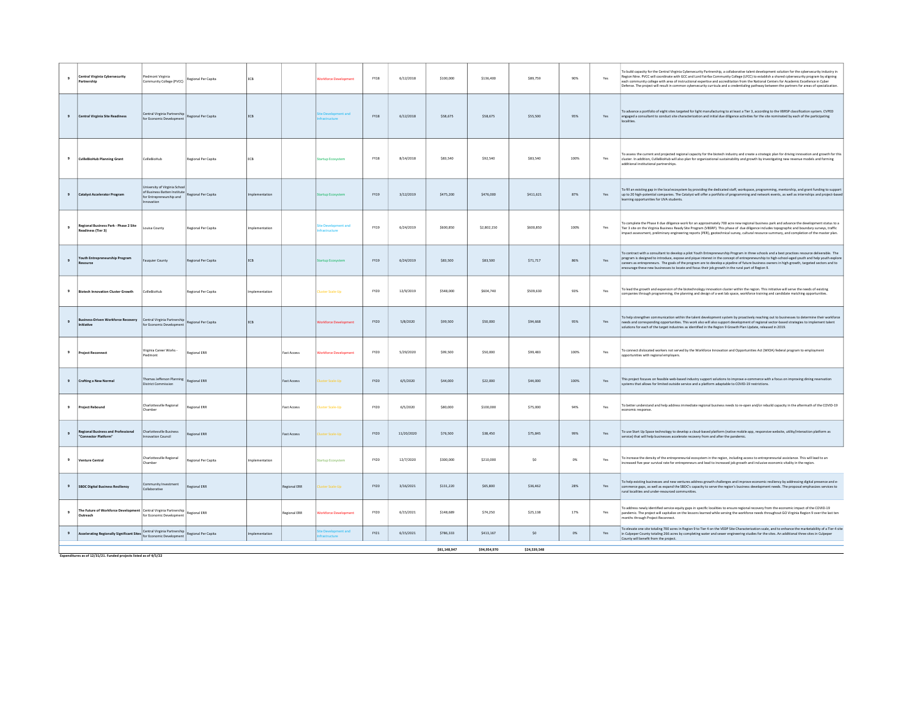| | | | | | | | | | | | | | | |
|---|---|---|---|---|---|---|---|---|---|---|---|---|---|---|
| 9 | **Central Virginia Cybersecurity Partnership** | Piedmont Virginia Community College (PVCC) | Regional Per Capita | ECB | | Workforce Development | FY18 | 6/12/2018 | $100,000 | $136,400 | $89,759 | 90% | Yes | To build capacity for the Central Virginia Cybersecurity Partnership, a collaborative talent development solution for the cybersecurity industry in Region Nine. PVCC will coordinate with GCC and Lord Fairfax Community College (LFCC) to establish a shared cybersecurity program by aligning each community college with area of instructional expertise and accreditation from the National Centers for Academic Excellence in Cyber Defense. The project will result in common cybersecurity curricula and a credentialing pathway between the partners for areas of specialization. |
| 9 | **Central Virginia Site Readiness** | Central Virginia Partnership for Economic Development | Regional Per Capita | ECB | | Site Development and Infrastructure | FY18 | 6/12/2018 | $58,675 | $58,675 | $55,500 | 95% | Yes | To advance a portfolio of eight sites targeted for light manufacturing to at least a Tier 3, according to the VBRSP classification system. CVPED engaged a consultant to conduct site characterization and initial due diligence activities for the site nominated by each of the participating localities. |
| 9 | **CvilleBioHub Planning Grant** | CvilleBioHub | Regional Per Capita | ECB | | Startup Ecosystem | FY18 | 8/14/2018 | $83,540 | $92,540 | $83,540 | 100% | Yes | To assess the current and projected regional capacity for the biotech industry and create a strategic plan for driving innovation and growth for this cluster. In addition, CvilleBioHub will also plan for organizational sustainability and growth by investigating new revenue models and forming additional institutional partnerships. |
| 9 | **Catalyst Accelerator Program** | University of Virginia School of Business Batten Institute for Entrepreneurship and Innovation | Regional Per Capita | Implementation | | Startup Ecosystem | FY19 | 3/12/2019 | $475,200 | $476,000 | $411,621 | 87% | Yes | To fill an existing gap in the local ecosystem by providing the dedicated staff, workspace, programming, mentorship, and grant funding to support up to 20 high-potential companies. The Catalyst will offer a portfolio of programming and network events, as well as internships and project-based learning opportunities for UVA students. |
| 9 | **Regional Business Park - Phase 2 Site Readiness (Tier 3)** | Louisa County | Regional Per Capita | Implementation | | Site Development and Infrastructure | FY19 | 6/24/2019 | $600,850 | $2,802,150 | $600,850 | 100% | Yes | To complete the Phase II due diligence work for an approximately 700 acre new regional business park and advance the development status to a Tier 3 site on the Virginia Business Ready Site Program (VBSRP). This phase of due diligence includes topographic and boundary surveys, traffic impact assessment, preliminary engineering reports (PER), geotechnical survey, cultural resource summary, and completion of the master plan. |
| 9 | **Youth Entrepreneurship Program Resource** | Fauquier County | Regional Per Capita | ECB | | Startup Ecosystem | FY19 | 6/24/2019 | $83,500 | $83,500 | $71,717 | 86% | Yes | To contract with a consultant to develop a pilot Youth Entrepreneurship Program in three schools and a best practices resource deliverable. The program is designed to introduce, expose and pique interest in the concept of entrepreneurship to high-school-aged youth and help youth explore careers as entrepreneurs. The goals of the program are to develop a pipeline of future business owners in high-growth, targeted sectors and to encourage these new businesses to locate and focus their job growth in the rural part of Region 9. |
| 9 | **Biotech Innovation Cluster Growth** | CvilleBioHub | Regional Per Capita | Implementation | | Cluster Scale-Up | FY20 | 12/9/2019 | $548,000 | $604,740 | $509,630 | 93% | Yes | To lead the growth and expansion of the biotechnology innovation cluster within the region. This initiative will serve the needs of existing companies through programming, the planning and design of a wet lab space, workforce training and candidate matching opportunities. |
| 9 | **Business-Driven Workforce Recovery Initiative** | Central Virginia Partnership for Economic Development | Regional Per Capita | ECB | | Workforce Development | FY20 | 5/8/2020 | $99,500 | $50,000 | $94,668 | 95% | Yes | To help strengthen communication within the talent development system by proactively reaching out to businesses to determine their workforce needs and corresponding opportunities. This work also will also support development of regional sector-based strategies to implement talent solutions for each of the target industries as identified in the Region 9 Growth Plan Update, released in 2019. |
| 9 | **Project Reconnect** | Virginia Career Works - Piedmont | Regional ERR | | Fast Access | Workforce Development | FY20 | 5/29/2020 | $99,500 | $50,000 | $99,483 | 100% | Yes | To connect dislocated workers not served by the Workforce Innovation and Opportunities Act (WIOA) federal program to employment opportunities with regional employers. |
| 9 | **Crafting a New Normal** | Thomas Jefferson Planning District Commission | Regional ERR | | Fast Access | Cluster Scale-Up | FY20 | 6/5/2020 | $44,000 | $22,000 | $44,000 | 100% | Yes | This project focuses on feasible web-based industry support solutions to improve e-commerce with a focus on improving dining reservation systems that allows for limited outside service and a platform adaptable to COVID-19 restrictions. |
| 9 | **Project Rebound** | Charlottesville Regional Chamber | Regional ERR | | Fast Access | Cluster Scale-Up | FY20 | 6/5/2020 | $80,000 | $100,000 | $75,000 | 94% | Yes | To better understand and help address immediate regional business needs to re-open and/or rebuild capacity in the aftermath of the COVID-19 economic response. |
| 9 | **Regional Business and Professional "Connector Platform"** | Charlottesville Business Innovation Council | Regional ERR | | Fast Access | Cluster Scale-Up | FY20 | 11/20/2020 | $76,500 | $38,450 | $75,845 | 99% | Yes | To use Start Up Space technology to develop a cloud-based platform (native mobile app, responsive website, utility/interaction platform as service) that will help businesses accelerate recovery from and after the pandemic. |
| 9 | **Venture Central** | Charlottesville Regional Chamber | Regional Per Capita | Implementation | | Startup Ecosystem | FY20 | 12/7/2020 | $300,000 | $210,000 | $0 | 0% | Yes | To increase the density of the entrepreneurial ecosystem in the region, including access to entrepreneurial assistance. This will lead to an increased five-year survival rate for entrepreneurs and lead to increased job growth and inclusive economic vitality in the region. |
| 9 | **SBDC Digital Business Resiliency** | Community Investment Collaborative | Regional ERR | | Regional ERR | Cluster Scale-Up | FY20 | 3/16/2021 | $131,220 | $65,800 | $36,462 | 28% | Yes | To help existing businesses and new ventures address growth challenges and improve economic resiliency by addressing digital presence and e-commerce gaps, as well as expand the SBDC's capacity to serve the region's business development needs. The proposal emphasizes services to rural localities and under-resourced communities. |
| 9 | **The Future of Workforce Development Outreach** | Central Virginia Partnership for Economic Development | Regional ERR | | Regional ERR | Workforce Development | FY20 | 6/15/2021 | $148,689 | $74,250 | $25,138 | 17% | Yes | To address newly identified service equity gaps in specific localities to ensure regional recovery from the economic impact of the COVID-19 pandemic. The project will capitalize on the lessons learned while serving the workforce needs throughout GO Virginia Region 9 over the last ten months through Project Reconnect. |
| 9 | **Accelerating Regionally Significant Sites** | Central Virginia Partnership for Economic Development | Regional Per Capita | Implementation | | Site Development and Infrastructure | FY21 | 6/15/2021 | $786,333 | $413,167 | $0 | 0% | Yes | To elevate one site totaling 700 acres in Region 9 to Tier 4 on the VEDP Site Characterization scale, and to enhance the marketability of a Tier 4 site in Culpeper County totaling 266 acres by completing water and sewer engineering studies for the sites. An additional three sites in Culpeper County will benefit from the project. |
| | | | | | | | | | **$81,148,947** | **$94,954,970** | **$24,539,548** | | | |

**Expenditures as of 12/31/21. Funded projects listed as of 4/5/22**